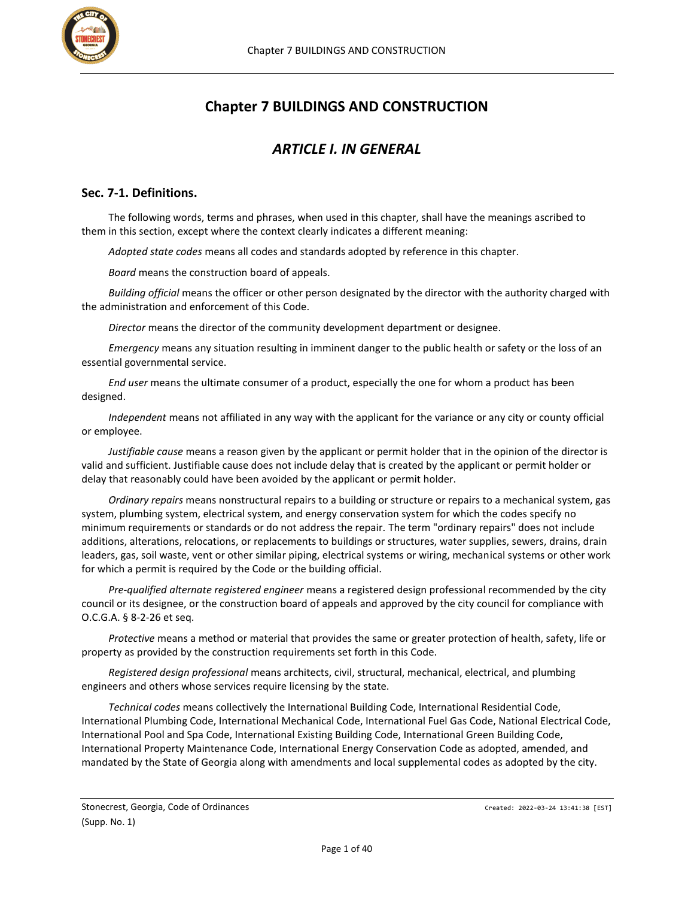# Chapter 7 BUILDINGS AND CONSTRUCTION

## *ARTICLE I. IN GENERAL*

### Sec. 7-1. Definitions.

The following words, terms and phrases, when used in this chapter, shall have the meanings ascribed to them in this section, except where the context clearly indicates a different meaning:

*Adopted state codes* means all codes and standards adopted by reference in this chapter.

*Board* means the construction board of appeals.

*Building official* means the officer or other person designated by the director with the authority charged with the administration and enforcement of this Code.

*Director* means the director of the community development department or designee.

*Emergency* means any situation resulting in imminent danger to the public health or safety or the loss of an essential governmental service.

*End user* means the ultimate consumer of a product, especially the one for whom a product has been designed.

*Independent* means not affiliated in any way with the applicant for the variance or any city or county official or employee.

*Justifiable cause* means a reason given by the applicant or permit holder that in the opinion of the director is valid and sufficient. Justifiable cause does not include delay that is created by the applicant or permit holder or delay that reasonably could have been avoided by the applicant or permit holder.

*Ordinary repairs* means nonstructural repairs to a building or structure or repairs to a mechanical system, gas system, plumbing system, electrical system, and energy conservation system for which the codes specify no minimum requirements or standards or do not address the repair. The term "ordinary repairs" does not include additions, alterations, relocations, or replacements to buildings or structures, water supplies, sewers, drains, drain leaders, gas, soil waste, vent or other similar piping, electrical systems or wiring, mechanical systems or other work for which a permit is required by the Code or the building official.

*Pre-qualified alternate registered engineer* means a registered design professional recommended by the city council or its designee, or the construction board of appeals and approved by the city council for compliance with O.C.G.A. § 8-2-26 et seq.

*Protective* means a method or material that provides the same or greater protection of health, safety, life or property as provided by the construction requirements set forth in this Code.

*Registered design professional* means architects, civil, structural, mechanical, electrical, and plumbing engineers and others whose services require licensing by the state.

*Technical codes* means collectively the International Building Code, International Residential Code, International Plumbing Code, International Mechanical Code, International Fuel Gas Code, National Electrical Code, International Pool and Spa Code, International Existing Building Code, International Green Building Code, International Property Maintenance Code, International Energy Conservation Code as adopted, amended, and mandated by the State of Georgia along with amendments and local supplemental codes as adopted by the city.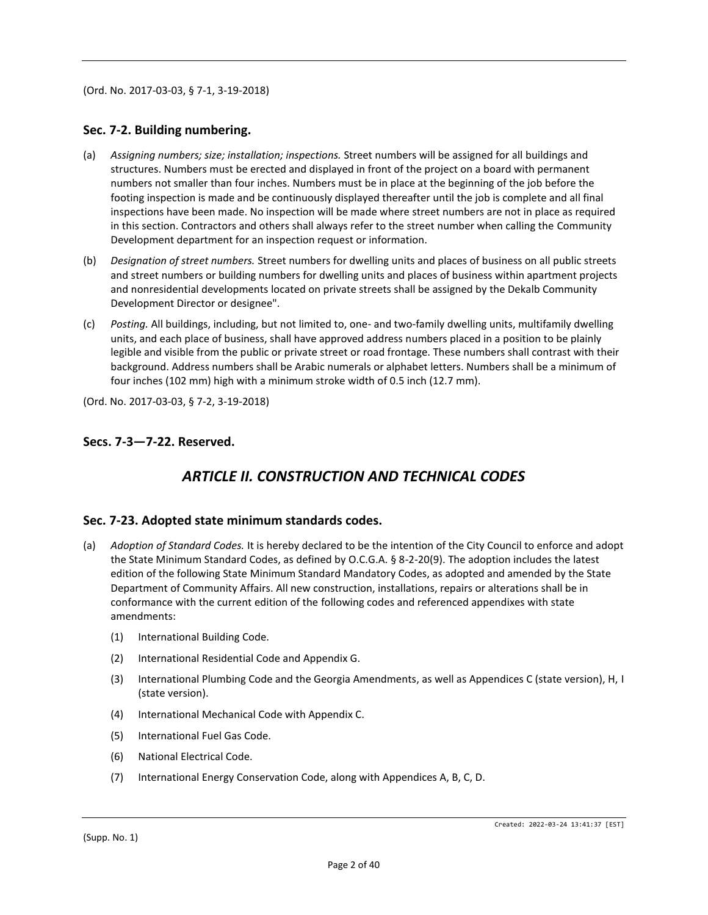(Ord. No. 2017-03-03, § 7-1, 3-19-2018)

### Sec. 7-2. Building numbering.

(a) *Assigning numbers; size; installation; inspections.* Street numbers will be assigned for all buildings and structures. Numbers must be erected and displayed in front of the project on a board with permanent numbers not smaller than four inches. Numbers must be in place at the beginning of the job before the footing inspection is made and be continuously displayed thereafter until the job is complete and all final inspections have been made. No inspection will be made where street numbers are not in place as required in this section. Contractors and others shall always refer to the street number when calling the Community Development department for an inspection request or information.

(b) *Designation of street numbers.* Street numbers for dwelling units and places of business on all public streets and street numbers or building numbers for dwelling units and places of business within apartment projects and nonresidential developments located on private streets shall be assigned by the Dekalb Community Development Director or designee".

(c) *Posting.* All buildings, including, but not limited to, one- and two-family dwelling units, multifamily dwelling units, and each place of business, shall have approved address numbers placed in a position to be plainly legible and visible from the public or private street or road frontage. These numbers shall contrast with their background. Address numbers shall be Arabic numerals or alphabet letters. Numbers shall be a minimum of four inches (102 mm) high with a minimum stroke width of 0.5 inch (12.7 mm).

(Ord. No. 2017-03-03, § 7-2, 3-19-2018)

### Secs. 7-3—7-22. Reserved.

## *ARTICLE II. CONSTRUCTION AND TECHNICAL CODES*

### Sec. 7-23. Adopted state minimum standards codes.

(a) *Adoption of Standard Codes.* It is hereby declared to be the intention of the City Council to enforce and adopt the State Minimum Standard Codes, as defined by O.C.G.A. § 8-2-20(9). The adoption includes the latest edition of the following State Minimum Standard Mandatory Codes, as adopted and amended by the State Department of Community Affairs. All new construction, installations, repairs or alterations shall be in conformance with the current edition of the following codes and referenced appendixes with state amendments:

  (1) International Building Code.

  (2) International Residential Code and Appendix G.

  (3) International Plumbing Code and the Georgia Amendments, as well as Appendices C (state version), H, I (state version).

  (4) International Mechanical Code with Appendix C.

  (5) International Fuel Gas Code.

  (6) National Electrical Code.

  (7) International Energy Conservation Code, along with Appendices A, B, C, D.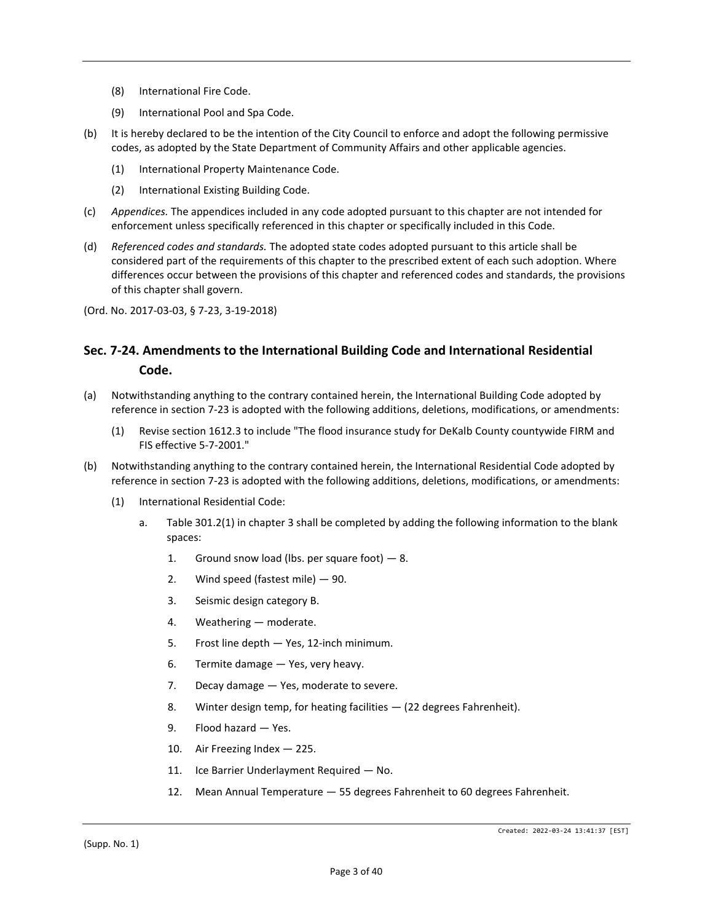(8) International Fire Code.

(9) International Pool and Spa Code.

(b) It is hereby declared to be the intention of the City Council to enforce and adopt the following permissive codes, as adopted by the State Department of Community Affairs and other applicable agencies.

(1) International Property Maintenance Code.

(2) International Existing Building Code.

(c) *Appendices.* The appendices included in any code adopted pursuant to this chapter are not intended for enforcement unless specifically referenced in this chapter or specifically included in this Code.

(d) *Referenced codes and standards.* The adopted state codes adopted pursuant to this article shall be considered part of the requirements of this chapter to the prescribed extent of each such adoption. Where differences occur between the provisions of this chapter and referenced codes and standards, the provisions of this chapter shall govern.

(Ord. No. 2017-03-03, § 7-23, 3-19-2018)

## Sec. 7-24. Amendments to the International Building Code and International Residential Code.

(a) Notwithstanding anything to the contrary contained herein, the International Building Code adopted by reference in section 7-23 is adopted with the following additions, deletions, modifications, or amendments:

(1) Revise section 1612.3 to include "The flood insurance study for DeKalb County countywide FIRM and FIS effective 5-7-2001."

(b) Notwithstanding anything to the contrary contained herein, the International Residential Code adopted by reference in section 7-23 is adopted with the following additions, deletions, modifications, or amendments:

(1) International Residential Code:

a. Table 301.2(1) in chapter 3 shall be completed by adding the following information to the blank spaces:

1. Ground snow load (lbs. per square foot) — 8.

2. Wind speed (fastest mile) — 90.

3. Seismic design category B.

4. Weathering — moderate.

5. Frost line depth — Yes, 12-inch minimum.

6. Termite damage — Yes, very heavy.

7. Decay damage — Yes, moderate to severe.

8. Winter design temp, for heating facilities — (22 degrees Fahrenheit).

9. Flood hazard — Yes.

10. Air Freezing Index — 225.

11. Ice Barrier Underlayment Required — No.

12. Mean Annual Temperature — 55 degrees Fahrenheit to 60 degrees Fahrenheit.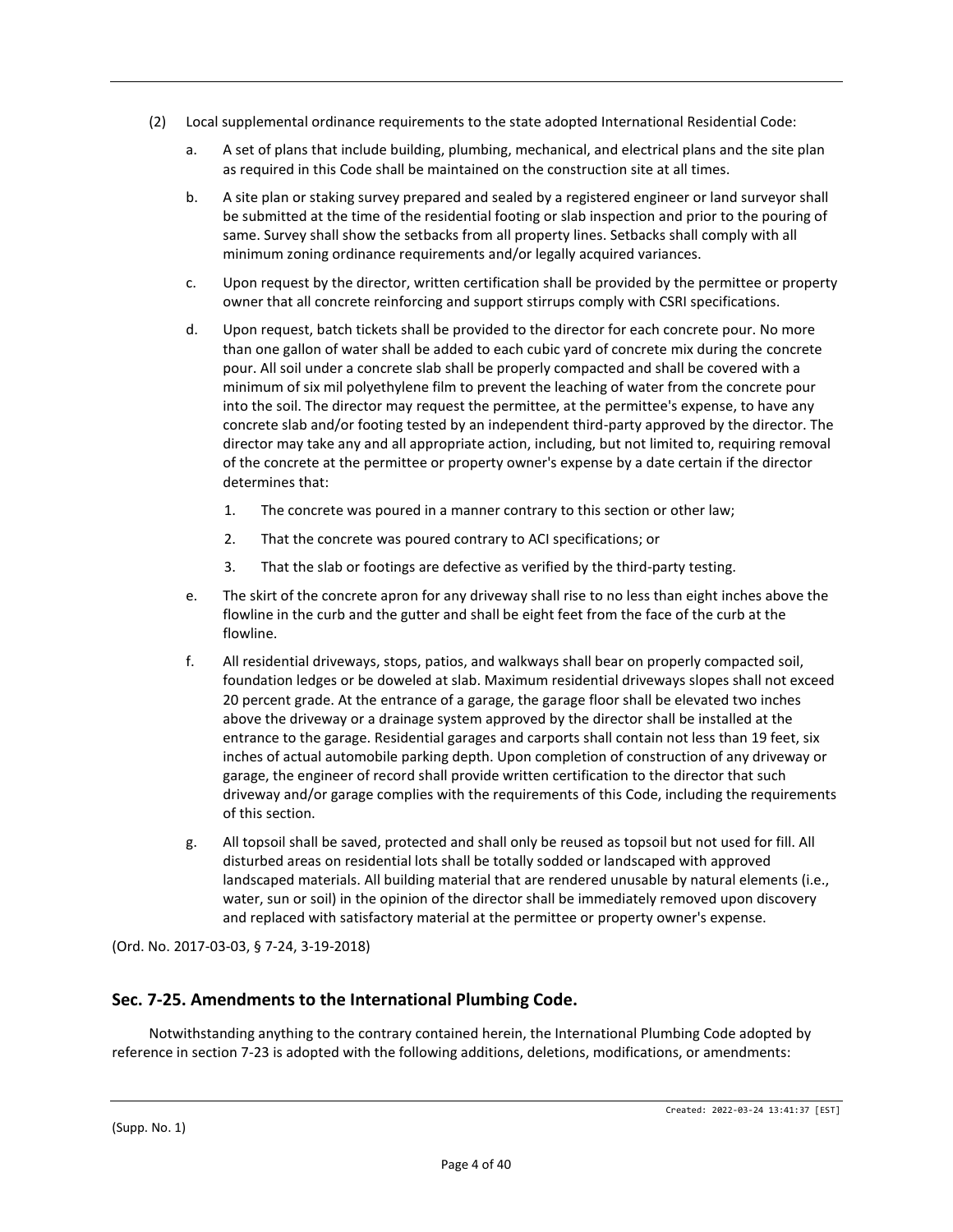(2) Local supplemental ordinance requirements to the state adopted International Residential Code:

   a. A set of plans that include building, plumbing, mechanical, and electrical plans and the site plan as required in this Code shall be maintained on the construction site at all times.

   b. A site plan or staking survey prepared and sealed by a registered engineer or land surveyor shall be submitted at the time of the residential footing or slab inspection and prior to the pouring of same. Survey shall show the setbacks from all property lines. Setbacks shall comply with all minimum zoning ordinance requirements and/or legally acquired variances.

   c. Upon request by the director, written certification shall be provided by the permittee or property owner that all concrete reinforcing and support stirrups comply with CSRI specifications.

   d. Upon request, batch tickets shall be provided to the director for each concrete pour. No more than one gallon of water shall be added to each cubic yard of concrete mix during the concrete pour. All soil under a concrete slab shall be properly compacted and shall be covered with a minimum of six mil polyethylene film to prevent the leaching of water from the concrete pour into the soil. The director may request the permittee, at the permittee's expense, to have any concrete slab and/or footing tested by an independent third-party approved by the director. The director may take any and all appropriate action, including, but not limited to, requiring removal of the concrete at the permittee or property owner's expense by a date certain if the director determines that:

      1. The concrete was poured in a manner contrary to this section or other law;

      2. That the concrete was poured contrary to ACI specifications; or

      3. That the slab or footings are defective as verified by the third-party testing.

   e. The skirt of the concrete apron for any driveway shall rise to no less than eight inches above the flowline in the curb and the gutter and shall be eight feet from the face of the curb at the flowline.

   f. All residential driveways, stops, patios, and walkways shall bear on properly compacted soil, foundation ledges or be doweled at slab. Maximum residential driveways slopes shall not exceed 20 percent grade. At the entrance of a garage, the garage floor shall be elevated two inches above the driveway or a drainage system approved by the director shall be installed at the entrance to the garage. Residential garages and carports shall contain not less than 19 feet, six inches of actual automobile parking depth. Upon completion of construction of any driveway or garage, the engineer of record shall provide written certification to the director that such driveway and/or garage complies with the requirements of this Code, including the requirements of this section.

   g. All topsoil shall be saved, protected and shall only be reused as topsoil but not used for fill. All disturbed areas on residential lots shall be totally sodded or landscaped with approved landscaped materials. All building material that are rendered unusable by natural elements (i.e., water, sun or soil) in the opinion of the director shall be immediately removed upon discovery and replaced with satisfactory material at the permittee or property owner's expense.

(Ord. No. 2017-03-03, § 7-24, 3-19-2018)

## Sec. 7-25. Amendments to the International Plumbing Code.

Notwithstanding anything to the contrary contained herein, the International Plumbing Code adopted by reference in section 7-23 is adopted with the following additions, deletions, modifications, or amendments: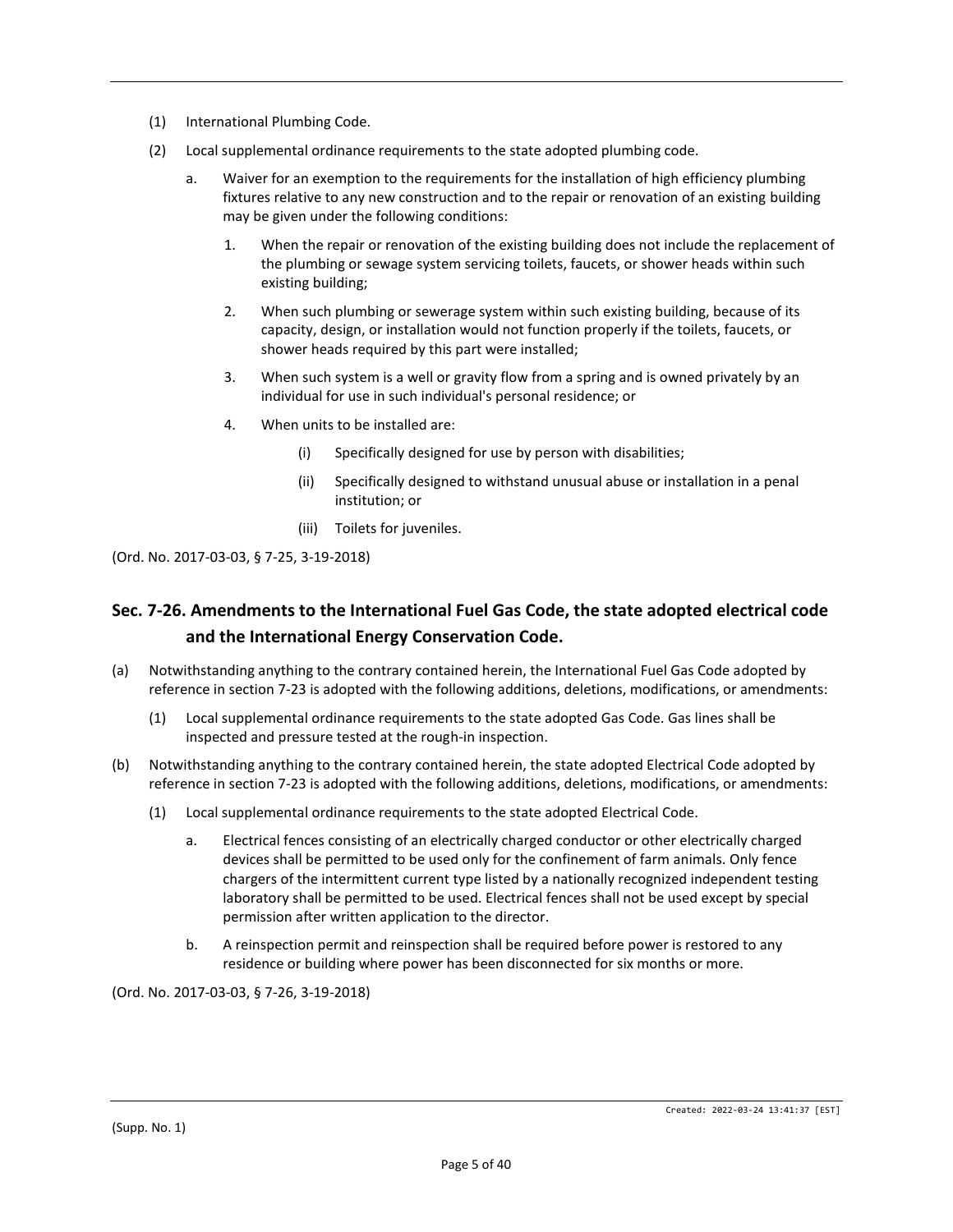(1) International Plumbing Code.

(2) Local supplemental ordinance requirements to the state adopted plumbing code.

a. Waiver for an exemption to the requirements for the installation of high efficiency plumbing fixtures relative to any new construction and to the repair or renovation of an existing building may be given under the following conditions:

1. When the repair or renovation of the existing building does not include the replacement of the plumbing or sewage system servicing toilets, faucets, or shower heads within such existing building;

2. When such plumbing or sewerage system within such existing building, because of its capacity, design, or installation would not function properly if the toilets, faucets, or shower heads required by this part were installed;

3. When such system is a well or gravity flow from a spring and is owned privately by an individual for use in such individual's personal residence; or

4. When units to be installed are:

(i) Specifically designed for use by person with disabilities;

(ii) Specifically designed to withstand unusual abuse or installation in a penal institution; or

(iii) Toilets for juveniles.

(Ord. No. 2017-03-03, § 7-25, 3-19-2018)

## Sec. 7-26. Amendments to the International Fuel Gas Code, the state adopted electrical code and the International Energy Conservation Code.

(a) Notwithstanding anything to the contrary contained herein, the International Fuel Gas Code adopted by reference in section 7-23 is adopted with the following additions, deletions, modifications, or amendments:

(1) Local supplemental ordinance requirements to the state adopted Gas Code. Gas lines shall be inspected and pressure tested at the rough-in inspection.

(b) Notwithstanding anything to the contrary contained herein, the state adopted Electrical Code adopted by reference in section 7-23 is adopted with the following additions, deletions, modifications, or amendments:

(1) Local supplemental ordinance requirements to the state adopted Electrical Code.

a. Electrical fences consisting of an electrically charged conductor or other electrically charged devices shall be permitted to be used only for the confinement of farm animals. Only fence chargers of the intermittent current type listed by a nationally recognized independent testing laboratory shall be permitted to be used. Electrical fences shall not be used except by special permission after written application to the director.

b. A reinspection permit and reinspection shall be required before power is restored to any residence or building where power has been disconnected for six months or more.

(Ord. No. 2017-03-03, § 7-26, 3-19-2018)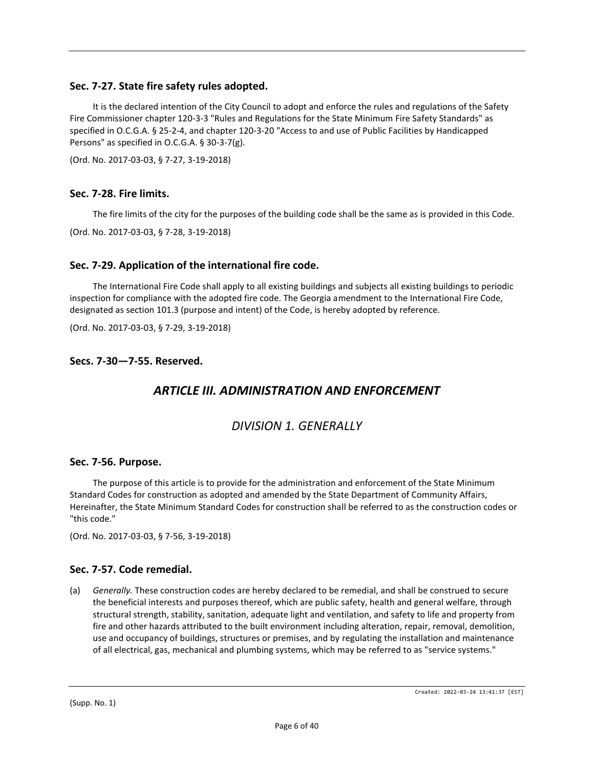### Sec. 7-27. State fire safety rules adopted.

It is the declared intention of the City Council to adopt and enforce the rules and regulations of the Safety Fire Commissioner chapter 120-3-3 "Rules and Regulations for the State Minimum Fire Safety Standards" as specified in O.C.G.A. § 25-2-4, and chapter 120-3-20 "Access to and use of Public Facilities by Handicapped Persons" as specified in O.C.G.A. § 30-3-7(g).

(Ord. No. 2017-03-03, § 7-27, 3-19-2018)

### Sec. 7-28. Fire limits.

The fire limits of the city for the purposes of the building code shall be the same as is provided in this Code.

(Ord. No. 2017-03-03, § 7-28, 3-19-2018)

### Sec. 7-29. Application of the international fire code.

The International Fire Code shall apply to all existing buildings and subjects all existing buildings to periodic inspection for compliance with the adopted fire code. The Georgia amendment to the International Fire Code, designated as section 101.3 (purpose and intent) of the Code, is hereby adopted by reference.

(Ord. No. 2017-03-03, § 7-29, 3-19-2018)

### Secs. 7-30—7-55. Reserved.

## *ARTICLE III. ADMINISTRATION AND ENFORCEMENT*

## *DIVISION 1. GENERALLY*

### Sec. 7-56. Purpose.

The purpose of this article is to provide for the administration and enforcement of the State Minimum Standard Codes for construction as adopted and amended by the State Department of Community Affairs, Hereinafter, the State Minimum Standard Codes for construction shall be referred to as the construction codes or "this code."

(Ord. No. 2017-03-03, § 7-56, 3-19-2018)

### Sec. 7-57. Code remedial.

(a) *Generally.* These construction codes are hereby declared to be remedial, and shall be construed to secure the beneficial interests and purposes thereof, which are public safety, health and general welfare, through structural strength, stability, sanitation, adequate light and ventilation, and safety to life and property from fire and other hazards attributed to the built environment including alteration, repair, removal, demolition, use and occupancy of buildings, structures or premises, and by regulating the installation and maintenance of all electrical, gas, mechanical and plumbing systems, which may be referred to as "service systems."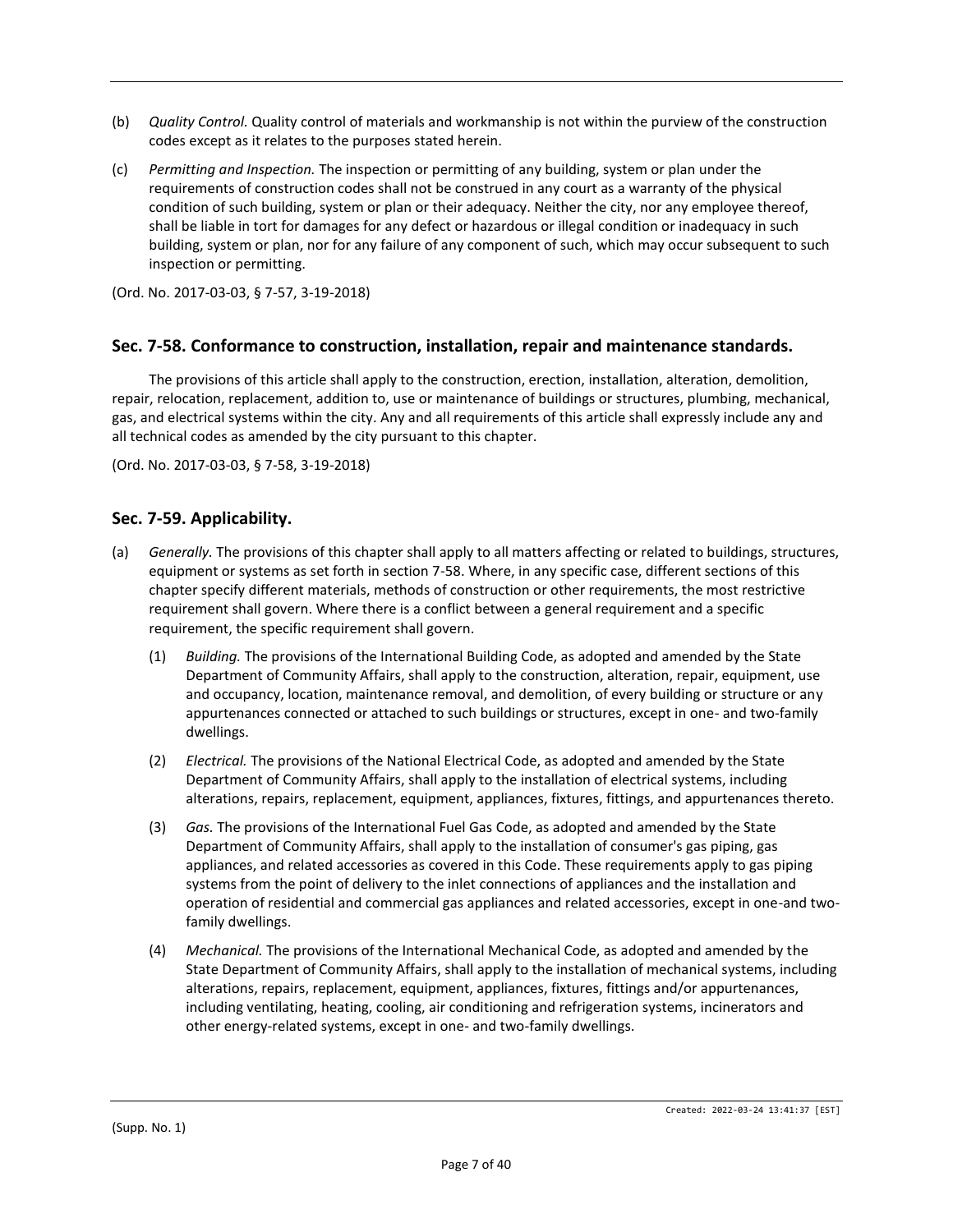(b) *Quality Control.* Quality control of materials and workmanship is not within the purview of the construction codes except as it relates to the purposes stated herein.

(c) *Permitting and Inspection.* The inspection or permitting of any building, system or plan under the requirements of construction codes shall not be construed in any court as a warranty of the physical condition of such building, system or plan or their adequacy. Neither the city, nor any employee thereof, shall be liable in tort for damages for any defect or hazardous or illegal condition or inadequacy in such building, system or plan, nor for any failure of any component of such, which may occur subsequent to such inspection or permitting.

(Ord. No. 2017-03-03, § 7-57, 3-19-2018)

## Sec. 7-58. Conformance to construction, installation, repair and maintenance standards.

The provisions of this article shall apply to the construction, erection, installation, alteration, demolition, repair, relocation, replacement, addition to, use or maintenance of buildings or structures, plumbing, mechanical, gas, and electrical systems within the city. Any and all requirements of this article shall expressly include any and all technical codes as amended by the city pursuant to this chapter.

(Ord. No. 2017-03-03, § 7-58, 3-19-2018)

## Sec. 7-59. Applicability.

(a) *Generally.* The provisions of this chapter shall apply to all matters affecting or related to buildings, structures, equipment or systems as set forth in section 7-58. Where, in any specific case, different sections of this chapter specify different materials, methods of construction or other requirements, the most restrictive requirement shall govern. Where there is a conflict between a general requirement and a specific requirement, the specific requirement shall govern.

   (1) *Building.* The provisions of the International Building Code, as adopted and amended by the State Department of Community Affairs, shall apply to the construction, alteration, repair, equipment, use and occupancy, location, maintenance removal, and demolition, of every building or structure or any appurtenances connected or attached to such buildings or structures, except in one- and two-family dwellings.

   (2) *Electrical.* The provisions of the National Electrical Code, as adopted and amended by the State Department of Community Affairs, shall apply to the installation of electrical systems, including alterations, repairs, replacement, equipment, appliances, fixtures, fittings, and appurtenances thereto.

   (3) *Gas.* The provisions of the International Fuel Gas Code, as adopted and amended by the State Department of Community Affairs, shall apply to the installation of consumer's gas piping, gas appliances, and related accessories as covered in this Code. These requirements apply to gas piping systems from the point of delivery to the inlet connections of appliances and the installation and operation of residential and commercial gas appliances and related accessories, except in one-and two-family dwellings.

   (4) *Mechanical.* The provisions of the International Mechanical Code, as adopted and amended by the State Department of Community Affairs, shall apply to the installation of mechanical systems, including alterations, repairs, replacement, equipment, appliances, fixtures, fittings and/or appurtenances, including ventilating, heating, cooling, air conditioning and refrigeration systems, incinerators and other energy-related systems, except in one- and two-family dwellings.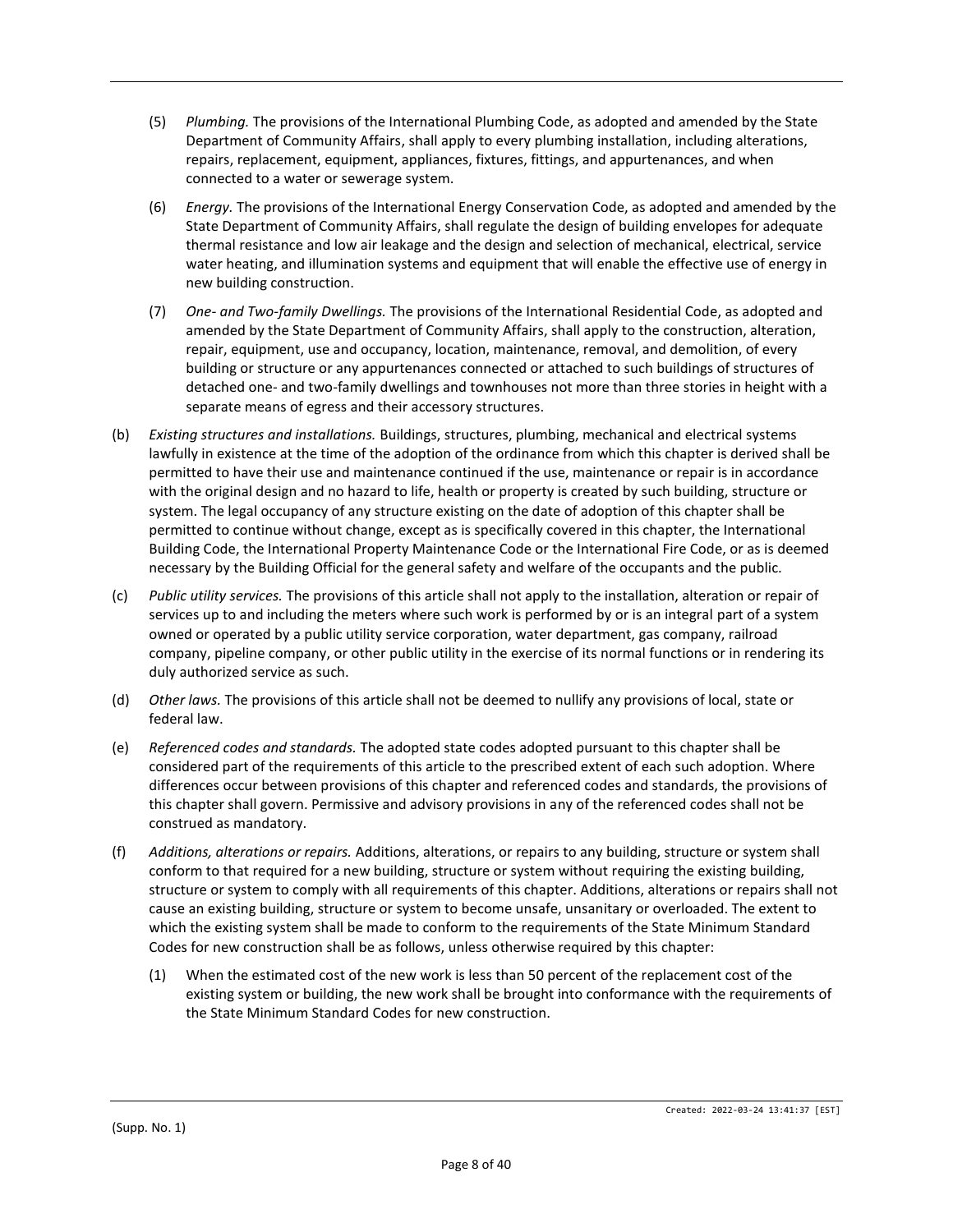(5) *Plumbing.* The provisions of the International Plumbing Code, as adopted and amended by the State Department of Community Affairs, shall apply to every plumbing installation, including alterations, repairs, replacement, equipment, appliances, fixtures, fittings, and appurtenances, and when connected to a water or sewerage system.

(6) *Energy.* The provisions of the International Energy Conservation Code, as adopted and amended by the State Department of Community Affairs, shall regulate the design of building envelopes for adequate thermal resistance and low air leakage and the design and selection of mechanical, electrical, service water heating, and illumination systems and equipment that will enable the effective use of energy in new building construction.

(7) *One- and Two-family Dwellings.* The provisions of the International Residential Code, as adopted and amended by the State Department of Community Affairs, shall apply to the construction, alteration, repair, equipment, use and occupancy, location, maintenance, removal, and demolition, of every building or structure or any appurtenances connected or attached to such buildings of structures of detached one- and two-family dwellings and townhouses not more than three stories in height with a separate means of egress and their accessory structures.

(b) *Existing structures and installations.* Buildings, structures, plumbing, mechanical and electrical systems lawfully in existence at the time of the adoption of the ordinance from which this chapter is derived shall be permitted to have their use and maintenance continued if the use, maintenance or repair is in accordance with the original design and no hazard to life, health or property is created by such building, structure or system. The legal occupancy of any structure existing on the date of adoption of this chapter shall be permitted to continue without change, except as is specifically covered in this chapter, the International Building Code, the International Property Maintenance Code or the International Fire Code, or as is deemed necessary by the Building Official for the general safety and welfare of the occupants and the public.

(c) *Public utility services.* The provisions of this article shall not apply to the installation, alteration or repair of services up to and including the meters where such work is performed by or is an integral part of a system owned or operated by a public utility service corporation, water department, gas company, railroad company, pipeline company, or other public utility in the exercise of its normal functions or in rendering its duly authorized service as such.

(d) *Other laws.* The provisions of this article shall not be deemed to nullify any provisions of local, state or federal law.

(e) *Referenced codes and standards.* The adopted state codes adopted pursuant to this chapter shall be considered part of the requirements of this article to the prescribed extent of each such adoption. Where differences occur between provisions of this chapter and referenced codes and standards, the provisions of this chapter shall govern. Permissive and advisory provisions in any of the referenced codes shall not be construed as mandatory.

(f) *Additions, alterations or repairs.* Additions, alterations, or repairs to any building, structure or system shall conform to that required for a new building, structure or system without requiring the existing building, structure or system to comply with all requirements of this chapter. Additions, alterations or repairs shall not cause an existing building, structure or system to become unsafe, unsanitary or overloaded. The extent to which the existing system shall be made to conform to the requirements of the State Minimum Standard Codes for new construction shall be as follows, unless otherwise required by this chapter:

(1) When the estimated cost of the new work is less than 50 percent of the replacement cost of the existing system or building, the new work shall be brought into conformance with the requirements of the State Minimum Standard Codes for new construction.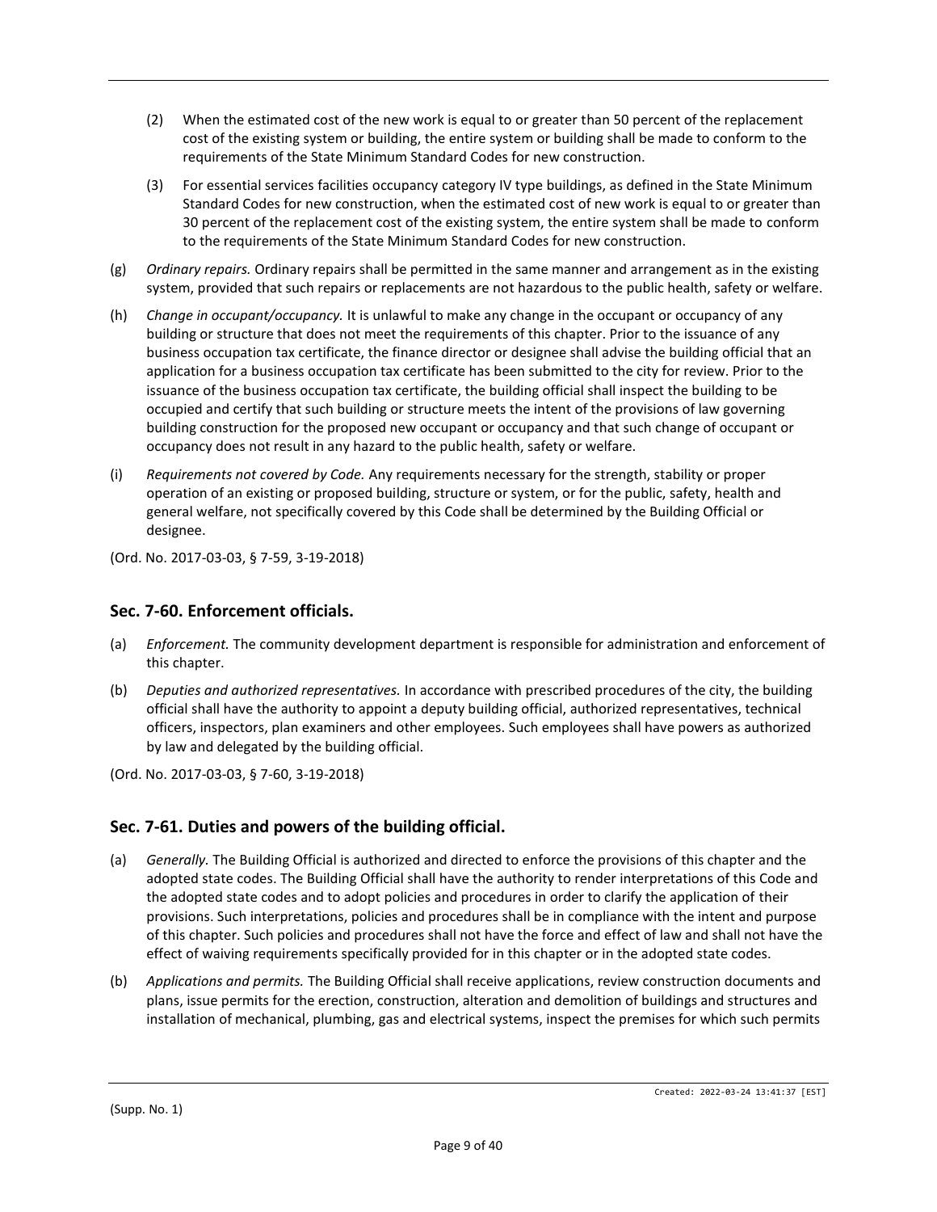(2) When the estimated cost of the new work is equal to or greater than 50 percent of the replacement cost of the existing system or building, the entire system or building shall be made to conform to the requirements of the State Minimum Standard Codes for new construction.

(3) For essential services facilities occupancy category IV type buildings, as defined in the State Minimum Standard Codes for new construction, when the estimated cost of new work is equal to or greater than 30 percent of the replacement cost of the existing system, the entire system shall be made to conform to the requirements of the State Minimum Standard Codes for new construction.

(g) *Ordinary repairs.* Ordinary repairs shall be permitted in the same manner and arrangement as in the existing system, provided that such repairs or replacements are not hazardous to the public health, safety or welfare.

(h) *Change in occupant/occupancy.* It is unlawful to make any change in the occupant or occupancy of any building or structure that does not meet the requirements of this chapter. Prior to the issuance of any business occupation tax certificate, the finance director or designee shall advise the building official that an application for a business occupation tax certificate has been submitted to the city for review. Prior to the issuance of the business occupation tax certificate, the building official shall inspect the building to be occupied and certify that such building or structure meets the intent of the provisions of law governing building construction for the proposed new occupant or occupancy and that such change of occupant or occupancy does not result in any hazard to the public health, safety or welfare.

(i) *Requirements not covered by Code.* Any requirements necessary for the strength, stability or proper operation of an existing or proposed building, structure or system, or for the public, safety, health and general welfare, not specifically covered by this Code shall be determined by the Building Official or designee.

(Ord. No. 2017-03-03, § 7-59, 3-19-2018)

## Sec. 7-60. Enforcement officials.

(a) *Enforcement.* The community development department is responsible for administration and enforcement of this chapter.

(b) *Deputies and authorized representatives.* In accordance with prescribed procedures of the city, the building official shall have the authority to appoint a deputy building official, authorized representatives, technical officers, inspectors, plan examiners and other employees. Such employees shall have powers as authorized by law and delegated by the building official.

(Ord. No. 2017-03-03, § 7-60, 3-19-2018)

## Sec. 7-61. Duties and powers of the building official.

(a) *Generally.* The Building Official is authorized and directed to enforce the provisions of this chapter and the adopted state codes. The Building Official shall have the authority to render interpretations of this Code and the adopted state codes and to adopt policies and procedures in order to clarify the application of their provisions. Such interpretations, policies and procedures shall be in compliance with the intent and purpose of this chapter. Such policies and procedures shall not have the force and effect of law and shall not have the effect of waiving requirements specifically provided for in this chapter or in the adopted state codes.

(b) *Applications and permits.* The Building Official shall receive applications, review construction documents and plans, issue permits for the erection, construction, alteration and demolition of buildings and structures and installation of mechanical, plumbing, gas and electrical systems, inspect the premises for which such permits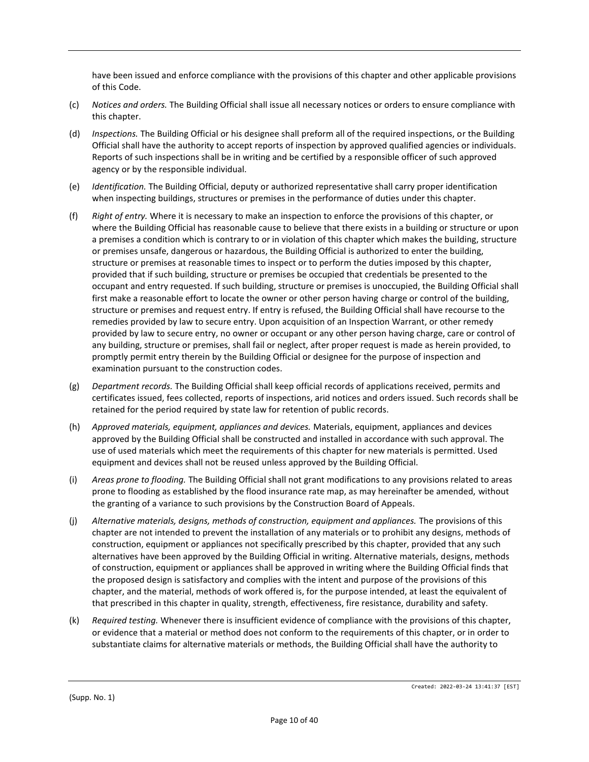have been issued and enforce compliance with the provisions of this chapter and other applicable provisions of this Code.

(c) *Notices and orders.* The Building Official shall issue all necessary notices or orders to ensure compliance with this chapter.

(d) *Inspections.* The Building Official or his designee shall preform all of the required inspections, or the Building Official shall have the authority to accept reports of inspection by approved qualified agencies or individuals. Reports of such inspections shall be in writing and be certified by a responsible officer of such approved agency or by the responsible individual.

(e) *Identification.* The Building Official, deputy or authorized representative shall carry proper identification when inspecting buildings, structures or premises in the performance of duties under this chapter.

(f) *Right of entry.* Where it is necessary to make an inspection to enforce the provisions of this chapter, or where the Building Official has reasonable cause to believe that there exists in a building or structure or upon a premises a condition which is contrary to or in violation of this chapter which makes the building, structure or premises unsafe, dangerous or hazardous, the Building Official is authorized to enter the building, structure or premises at reasonable times to inspect or to perform the duties imposed by this chapter, provided that if such building, structure or premises be occupied that credentials be presented to the occupant and entry requested. If such building, structure or premises is unoccupied, the Building Official shall first make a reasonable effort to locate the owner or other person having charge or control of the building, structure or premises and request entry. If entry is refused, the Building Official shall have recourse to the remedies provided by law to secure entry. Upon acquisition of an Inspection Warrant, or other remedy provided by law to secure entry, no owner or occupant or any other person having charge, care or control of any building, structure or premises, shall fail or neglect, after proper request is made as herein provided, to promptly permit entry therein by the Building Official or designee for the purpose of inspection and examination pursuant to the construction codes.

(g) *Department records.* The Building Official shall keep official records of applications received, permits and certificates issued, fees collected, reports of inspections, arid notices and orders issued. Such records shall be retained for the period required by state law for retention of public records.

(h) *Approved materials, equipment, appliances and devices.* Materials, equipment, appliances and devices approved by the Building Official shall be constructed and installed in accordance with such approval. The use of used materials which meet the requirements of this chapter for new materials is permitted. Used equipment and devices shall not be reused unless approved by the Building Official.

(i) *Areas prone to flooding.* The Building Official shall not grant modifications to any provisions related to areas prone to flooding as established by the flood insurance rate map, as may hereinafter be amended, without the granting of a variance to such provisions by the Construction Board of Appeals.

(j) *Alternative materials, designs, methods of construction, equipment and appliances.* The provisions of this chapter are not intended to prevent the installation of any materials or to prohibit any designs, methods of construction, equipment or appliances not specifically prescribed by this chapter, provided that any such alternatives have been approved by the Building Official in writing. Alternative materials, designs, methods of construction, equipment or appliances shall be approved in writing where the Building Official finds that the proposed design is satisfactory and complies with the intent and purpose of the provisions of this chapter, and the material, methods of work offered is, for the purpose intended, at least the equivalent of that prescribed in this chapter in quality, strength, effectiveness, fire resistance, durability and safety.

(k) *Required testing.* Whenever there is insufficient evidence of compliance with the provisions of this chapter, or evidence that a material or method does not conform to the requirements of this chapter, or in order to substantiate claims for alternative materials or methods, the Building Official shall have the authority to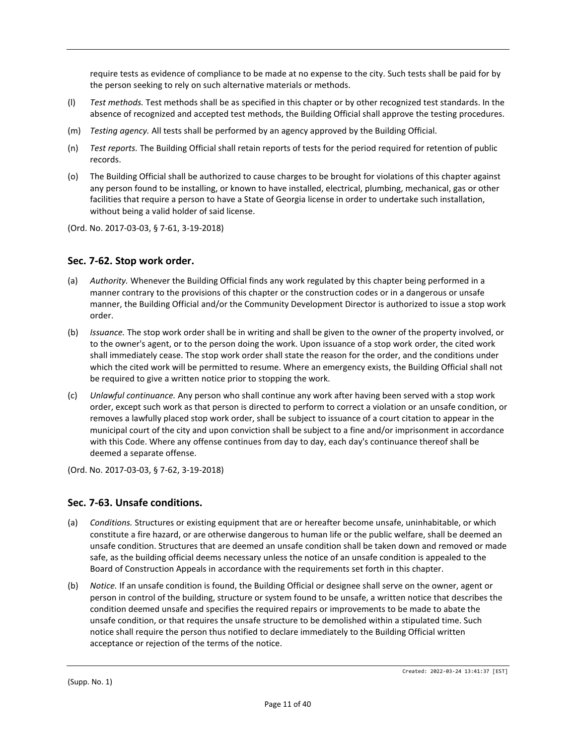require tests as evidence of compliance to be made at no expense to the city. Such tests shall be paid for by the person seeking to rely on such alternative materials or methods.

(l) *Test methods.* Test methods shall be as specified in this chapter or by other recognized test standards. In the absence of recognized and accepted test methods, the Building Official shall approve the testing procedures.

(m) *Testing agency.* All tests shall be performed by an agency approved by the Building Official.

(n) *Test reports.* The Building Official shall retain reports of tests for the period required for retention of public records.

(o) The Building Official shall be authorized to cause charges to be brought for violations of this chapter against any person found to be installing, or known to have installed, electrical, plumbing, mechanical, gas or other facilities that require a person to have a State of Georgia license in order to undertake such installation, without being a valid holder of said license.

(Ord. No. 2017-03-03, § 7-61, 3-19-2018)

## Sec. 7-62. Stop work order.

(a) *Authority.* Whenever the Building Official finds any work regulated by this chapter being performed in a manner contrary to the provisions of this chapter or the construction codes or in a dangerous or unsafe manner, the Building Official and/or the Community Development Director is authorized to issue a stop work order.

(b) *Issuance.* The stop work order shall be in writing and shall be given to the owner of the property involved, or to the owner's agent, or to the person doing the work. Upon issuance of a stop work order, the cited work shall immediately cease. The stop work order shall state the reason for the order, and the conditions under which the cited work will be permitted to resume. Where an emergency exists, the Building Official shall not be required to give a written notice prior to stopping the work.

(c) *Unlawful continuance.* Any person who shall continue any work after having been served with a stop work order, except such work as that person is directed to perform to correct a violation or an unsafe condition, or removes a lawfully placed stop work order, shall be subject to issuance of a court citation to appear in the municipal court of the city and upon conviction shall be subject to a fine and/or imprisonment in accordance with this Code. Where any offense continues from day to day, each day's continuance thereof shall be deemed a separate offense.

(Ord. No. 2017-03-03, § 7-62, 3-19-2018)

## Sec. 7-63. Unsafe conditions.

(a) *Conditions.* Structures or existing equipment that are or hereafter become unsafe, uninhabitable, or which constitute a fire hazard, or are otherwise dangerous to human life or the public welfare, shall be deemed an unsafe condition. Structures that are deemed an unsafe condition shall be taken down and removed or made safe, as the building official deems necessary unless the notice of an unsafe condition is appealed to the Board of Construction Appeals in accordance with the requirements set forth in this chapter.

(b) *Notice.* If an unsafe condition is found, the Building Official or designee shall serve on the owner, agent or person in control of the building, structure or system found to be unsafe, a written notice that describes the condition deemed unsafe and specifies the required repairs or improvements to be made to abate the unsafe condition, or that requires the unsafe structure to be demolished within a stipulated time. Such notice shall require the person thus notified to declare immediately to the Building Official written acceptance or rejection of the terms of the notice.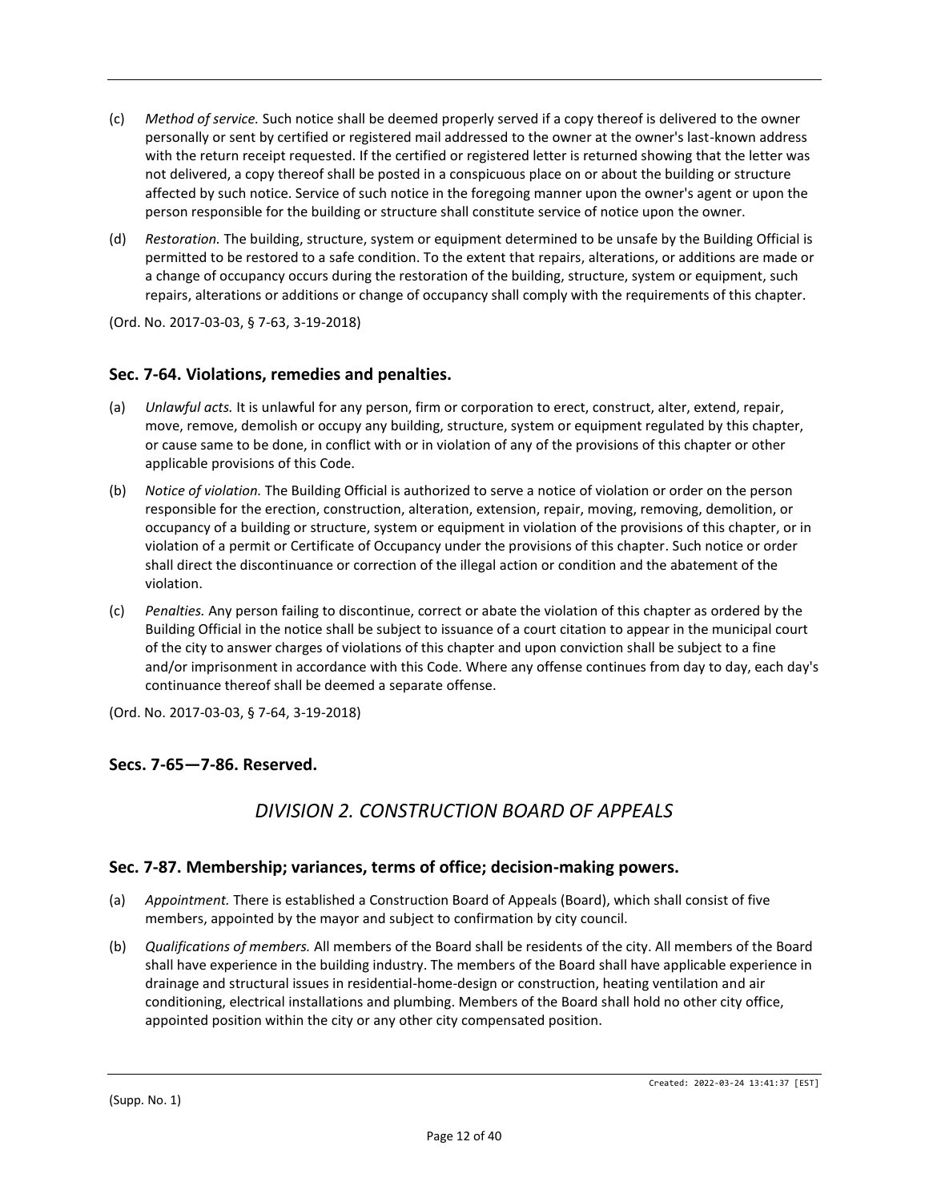(c) *Method of service.* Such notice shall be deemed properly served if a copy thereof is delivered to the owner personally or sent by certified or registered mail addressed to the owner at the owner's last-known address with the return receipt requested. If the certified or registered letter is returned showing that the letter was not delivered, a copy thereof shall be posted in a conspicuous place on or about the building or structure affected by such notice. Service of such notice in the foregoing manner upon the owner's agent or upon the person responsible for the building or structure shall constitute service of notice upon the owner.

(d) *Restoration.* The building, structure, system or equipment determined to be unsafe by the Building Official is permitted to be restored to a safe condition. To the extent that repairs, alterations, or additions are made or a change of occupancy occurs during the restoration of the building, structure, system or equipment, such repairs, alterations or additions or change of occupancy shall comply with the requirements of this chapter.

(Ord. No. 2017-03-03, § 7-63, 3-19-2018)

### Sec. 7-64. Violations, remedies and penalties.

(a) *Unlawful acts.* It is unlawful for any person, firm or corporation to erect, construct, alter, extend, repair, move, remove, demolish or occupy any building, structure, system or equipment regulated by this chapter, or cause same to be done, in conflict with or in violation of any of the provisions of this chapter or other applicable provisions of this Code.

(b) *Notice of violation.* The Building Official is authorized to serve a notice of violation or order on the person responsible for the erection, construction, alteration, extension, repair, moving, removing, demolition, or occupancy of a building or structure, system or equipment in violation of the provisions of this chapter, or in violation of a permit or Certificate of Occupancy under the provisions of this chapter. Such notice or order shall direct the discontinuance or correction of the illegal action or condition and the abatement of the violation.

(c) *Penalties.* Any person failing to discontinue, correct or abate the violation of this chapter as ordered by the Building Official in the notice shall be subject to issuance of a court citation to appear in the municipal court of the city to answer charges of violations of this chapter and upon conviction shall be subject to a fine and/or imprisonment in accordance with this Code. Where any offense continues from day to day, each day's continuance thereof shall be deemed a separate offense.

(Ord. No. 2017-03-03, § 7-64, 3-19-2018)

### Secs. 7-65—7-86. Reserved.

## *DIVISION 2. CONSTRUCTION BOARD OF APPEALS*

### Sec. 7-87. Membership; variances, terms of office; decision-making powers.

(a) *Appointment.* There is established a Construction Board of Appeals (Board), which shall consist of five members, appointed by the mayor and subject to confirmation by city council.

(b) *Qualifications of members.* All members of the Board shall be residents of the city. All members of the Board shall have experience in the building industry. The members of the Board shall have applicable experience in drainage and structural issues in residential-home-design or construction, heating ventilation and air conditioning, electrical installations and plumbing. Members of the Board shall hold no other city office, appointed position within the city or any other city compensated position.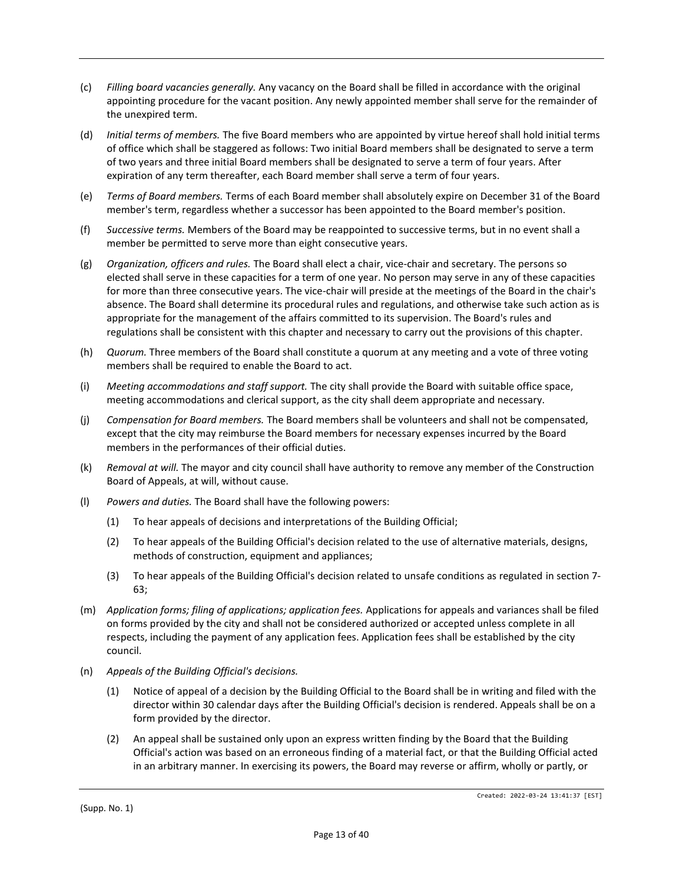(c) *Filling board vacancies generally.* Any vacancy on the Board shall be filled in accordance with the original appointing procedure for the vacant position. Any newly appointed member shall serve for the remainder of the unexpired term.

(d) *Initial terms of members.* The five Board members who are appointed by virtue hereof shall hold initial terms of office which shall be staggered as follows: Two initial Board members shall be designated to serve a term of two years and three initial Board members shall be designated to serve a term of four years. After expiration of any term thereafter, each Board member shall serve a term of four years.

(e) *Terms of Board members.* Terms of each Board member shall absolutely expire on December 31 of the Board member's term, regardless whether a successor has been appointed to the Board member's position.

(f) *Successive terms.* Members of the Board may be reappointed to successive terms, but in no event shall a member be permitted to serve more than eight consecutive years.

(g) *Organization, officers and rules.* The Board shall elect a chair, vice-chair and secretary. The persons so elected shall serve in these capacities for a term of one year. No person may serve in any of these capacities for more than three consecutive years. The vice-chair will preside at the meetings of the Board in the chair's absence. The Board shall determine its procedural rules and regulations, and otherwise take such action as is appropriate for the management of the affairs committed to its supervision. The Board's rules and regulations shall be consistent with this chapter and necessary to carry out the provisions of this chapter.

(h) *Quorum.* Three members of the Board shall constitute a quorum at any meeting and a vote of three voting members shall be required to enable the Board to act.

(i) *Meeting accommodations and staff support.* The city shall provide the Board with suitable office space, meeting accommodations and clerical support, as the city shall deem appropriate and necessary.

(j) *Compensation for Board members.* The Board members shall be volunteers and shall not be compensated, except that the city may reimburse the Board members for necessary expenses incurred by the Board members in the performances of their official duties.

(k) *Removal at will.* The mayor and city council shall have authority to remove any member of the Construction Board of Appeals, at will, without cause.

(l) *Powers and duties.* The Board shall have the following powers:

   (1) To hear appeals of decisions and interpretations of the Building Official;

   (2) To hear appeals of the Building Official's decision related to the use of alternative materials, designs, methods of construction, equipment and appliances;

   (3) To hear appeals of the Building Official's decision related to unsafe conditions as regulated in section 7-63;

(m) *Application forms; filing of applications; application fees.* Applications for appeals and variances shall be filed on forms provided by the city and shall not be considered authorized or accepted unless complete in all respects, including the payment of any application fees. Application fees shall be established by the city council.

(n) *Appeals of the Building Official's decisions.*

   (1) Notice of appeal of a decision by the Building Official to the Board shall be in writing and filed with the director within 30 calendar days after the Building Official's decision is rendered. Appeals shall be on a form provided by the director.

   (2) An appeal shall be sustained only upon an express written finding by the Board that the Building Official's action was based on an erroneous finding of a material fact, or that the Building Official acted in an arbitrary manner. In exercising its powers, the Board may reverse or affirm, wholly or partly, or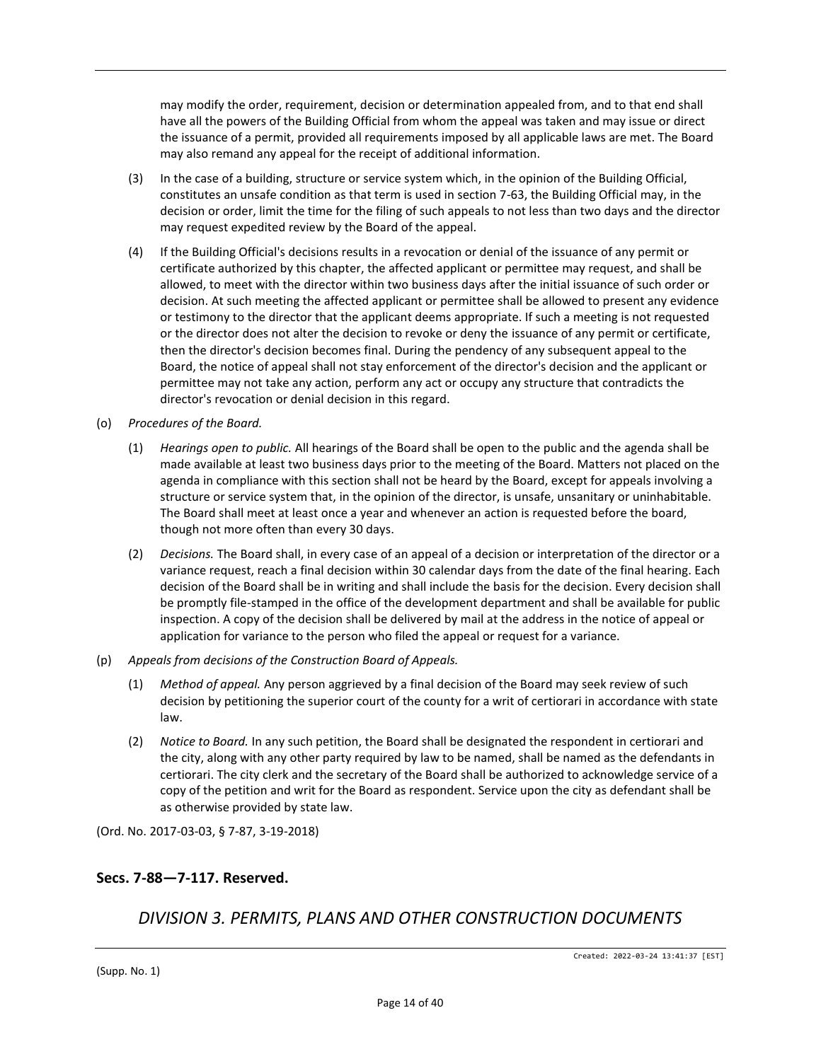may modify the order, requirement, decision or determination appealed from, and to that end shall have all the powers of the Building Official from whom the appeal was taken and may issue or direct the issuance of a permit, provided all requirements imposed by all applicable laws are met. The Board may also remand any appeal for the receipt of additional information.

(3) In the case of a building, structure or service system which, in the opinion of the Building Official, constitutes an unsafe condition as that term is used in section 7-63, the Building Official may, in the decision or order, limit the time for the filing of such appeals to not less than two days and the director may request expedited review by the Board of the appeal.

(4) If the Building Official's decisions results in a revocation or denial of the issuance of any permit or certificate authorized by this chapter, the affected applicant or permittee may request, and shall be allowed, to meet with the director within two business days after the initial issuance of such order or decision. At such meeting the affected applicant or permittee shall be allowed to present any evidence or testimony to the director that the applicant deems appropriate. If such a meeting is not requested or the director does not alter the decision to revoke or deny the issuance of any permit or certificate, then the director's decision becomes final. During the pendency of any subsequent appeal to the Board, the notice of appeal shall not stay enforcement of the director's decision and the applicant or permittee may not take any action, perform any act or occupy any structure that contradicts the director's revocation or denial decision in this regard.

(o) *Procedures of the Board.*

(1) *Hearings open to public.* All hearings of the Board shall be open to the public and the agenda shall be made available at least two business days prior to the meeting of the Board. Matters not placed on the agenda in compliance with this section shall not be heard by the Board, except for appeals involving a structure or service system that, in the opinion of the director, is unsafe, unsanitary or uninhabitable. The Board shall meet at least once a year and whenever an action is requested before the board, though not more often than every 30 days.

(2) *Decisions.* The Board shall, in every case of an appeal of a decision or interpretation of the director or a variance request, reach a final decision within 30 calendar days from the date of the final hearing. Each decision of the Board shall be in writing and shall include the basis for the decision. Every decision shall be promptly file-stamped in the office of the development department and shall be available for public inspection. A copy of the decision shall be delivered by mail at the address in the notice of appeal or application for variance to the person who filed the appeal or request for a variance.

(p) *Appeals from decisions of the Construction Board of Appeals.*

(1) *Method of appeal.* Any person aggrieved by a final decision of the Board may seek review of such decision by petitioning the superior court of the county for a writ of certiorari in accordance with state law.

(2) *Notice to Board.* In any such petition, the Board shall be designated the respondent in certiorari and the city, along with any other party required by law to be named, shall be named as the defendants in certiorari. The city clerk and the secretary of the Board shall be authorized to acknowledge service of a copy of the petition and writ for the Board as respondent. Service upon the city as defendant shall be as otherwise provided by state law.

(Ord. No. 2017-03-03, § 7-87, 3-19-2018)

### Secs. 7-88—7-117. Reserved.

## *DIVISION 3. PERMITS, PLANS AND OTHER CONSTRUCTION DOCUMENTS*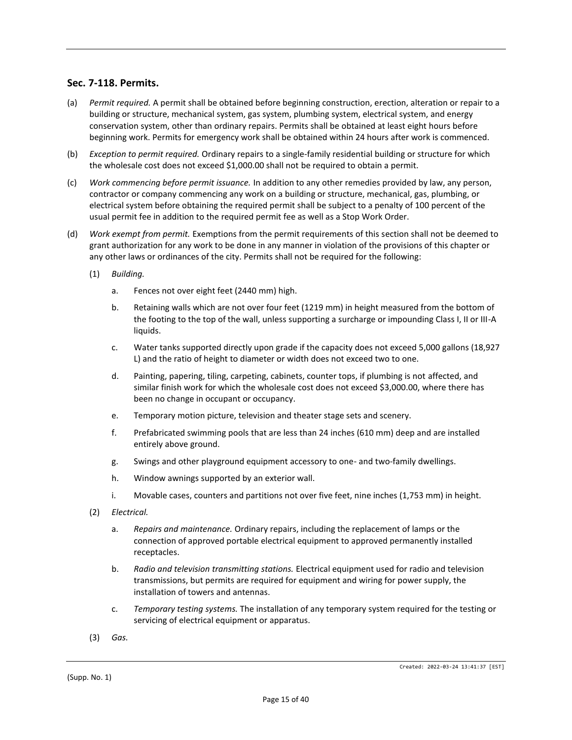## Sec. 7-118. Permits.

(a) *Permit required.* A permit shall be obtained before beginning construction, erection, alteration or repair to a building or structure, mechanical system, gas system, plumbing system, electrical system, and energy conservation system, other than ordinary repairs. Permits shall be obtained at least eight hours before beginning work. Permits for emergency work shall be obtained within 24 hours after work is commenced.

(b) *Exception to permit required.* Ordinary repairs to a single-family residential building or structure for which the wholesale cost does not exceed $1,000.00 shall not be required to obtain a permit.

(c) *Work commencing before permit issuance.* In addition to any other remedies provided by law, any person, contractor or company commencing any work on a building or structure, mechanical, gas, plumbing, or electrical system before obtaining the required permit shall be subject to a penalty of 100 percent of the usual permit fee in addition to the required permit fee as well as a Stop Work Order.

(d) *Work exempt from permit.* Exemptions from the permit requirements of this section shall not be deemed to grant authorization for any work to be done in any manner in violation of the provisions of this chapter or any other laws or ordinances of the city. Permits shall not be required for the following:

   (1) *Building.*

      a. Fences not over eight feet (2440 mm) high.

      b. Retaining walls which are not over four feet (1219 mm) in height measured from the bottom of the footing to the top of the wall, unless supporting a surcharge or impounding Class I, II or III-A liquids.

      c. Water tanks supported directly upon grade if the capacity does not exceed 5,000 gallons (18,927 L) and the ratio of height to diameter or width does not exceed two to one.

      d. Painting, papering, tiling, carpeting, cabinets, counter tops, if plumbing is not affected, and similar finish work for which the wholesale cost does not exceed $3,000.00, where there has been no change in occupant or occupancy.

      e. Temporary motion picture, television and theater stage sets and scenery.

      f. Prefabricated swimming pools that are less than 24 inches (610 mm) deep and are installed entirely above ground.

      g. Swings and other playground equipment accessory to one- and two-family dwellings.

      h. Window awnings supported by an exterior wall.

      i. Movable cases, counters and partitions not over five feet, nine inches (1,753 mm) in height.

   (2) *Electrical.*

      a. *Repairs and maintenance.* Ordinary repairs, including the replacement of lamps or the connection of approved portable electrical equipment to approved permanently installed receptacles.

      b. *Radio and television transmitting stations.* Electrical equipment used for radio and television transmissions, but permits are required for equipment and wiring for power supply, the installation of towers and antennas.

      c. *Temporary testing systems.* The installation of any temporary system required for the testing or servicing of electrical equipment or apparatus.

   (3) *Gas.*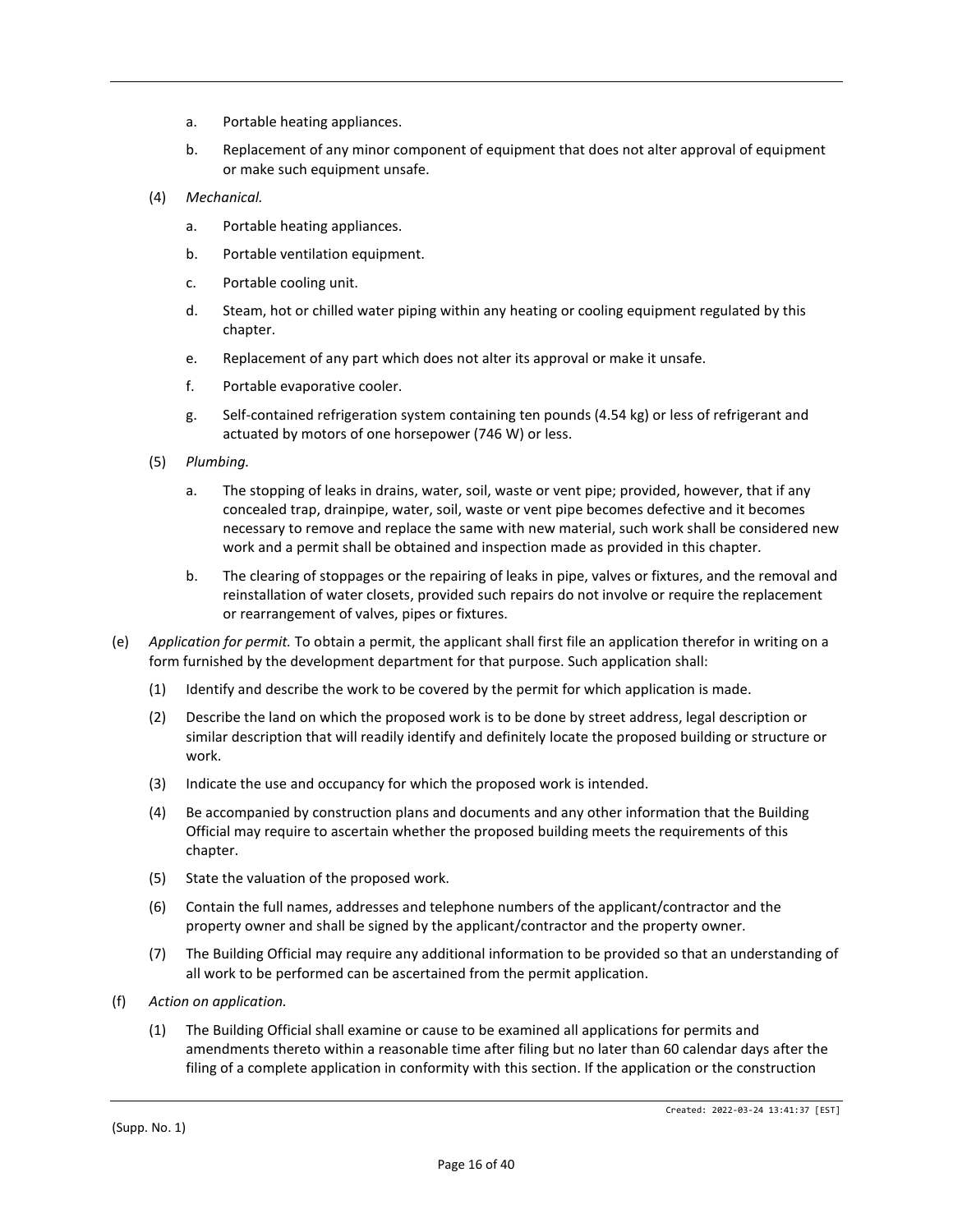a. Portable heating appliances.

b. Replacement of any minor component of equipment that does not alter approval of equipment or make such equipment unsafe.

(4) *Mechanical.*

a. Portable heating appliances.

b. Portable ventilation equipment.

c. Portable cooling unit.

d. Steam, hot or chilled water piping within any heating or cooling equipment regulated by this chapter.

e. Replacement of any part which does not alter its approval or make it unsafe.

f. Portable evaporative cooler.

g. Self-contained refrigeration system containing ten pounds (4.54 kg) or less of refrigerant and actuated by motors of one horsepower (746 W) or less.

(5) *Plumbing.*

a. The stopping of leaks in drains, water, soil, waste or vent pipe; provided, however, that if any concealed trap, drainpipe, water, soil, waste or vent pipe becomes defective and it becomes necessary to remove and replace the same with new material, such work shall be considered new work and a permit shall be obtained and inspection made as provided in this chapter.

b. The clearing of stoppages or the repairing of leaks in pipe, valves or fixtures, and the removal and reinstallation of water closets, provided such repairs do not involve or require the replacement or rearrangement of valves, pipes or fixtures.

(e) *Application for permit.* To obtain a permit, the applicant shall first file an application therefor in writing on a form furnished by the development department for that purpose. Such application shall:

(1) Identify and describe the work to be covered by the permit for which application is made.

(2) Describe the land on which the proposed work is to be done by street address, legal description or similar description that will readily identify and definitely locate the proposed building or structure or work.

(3) Indicate the use and occupancy for which the proposed work is intended.

(4) Be accompanied by construction plans and documents and any other information that the Building Official may require to ascertain whether the proposed building meets the requirements of this chapter.

(5) State the valuation of the proposed work.

(6) Contain the full names, addresses and telephone numbers of the applicant/contractor and the property owner and shall be signed by the applicant/contractor and the property owner.

(7) The Building Official may require any additional information to be provided so that an understanding of all work to be performed can be ascertained from the permit application.

(f) *Action on application.*

(1) The Building Official shall examine or cause to be examined all applications for permits and amendments thereto within a reasonable time after filing but no later than 60 calendar days after the filing of a complete application in conformity with this section. If the application or the construction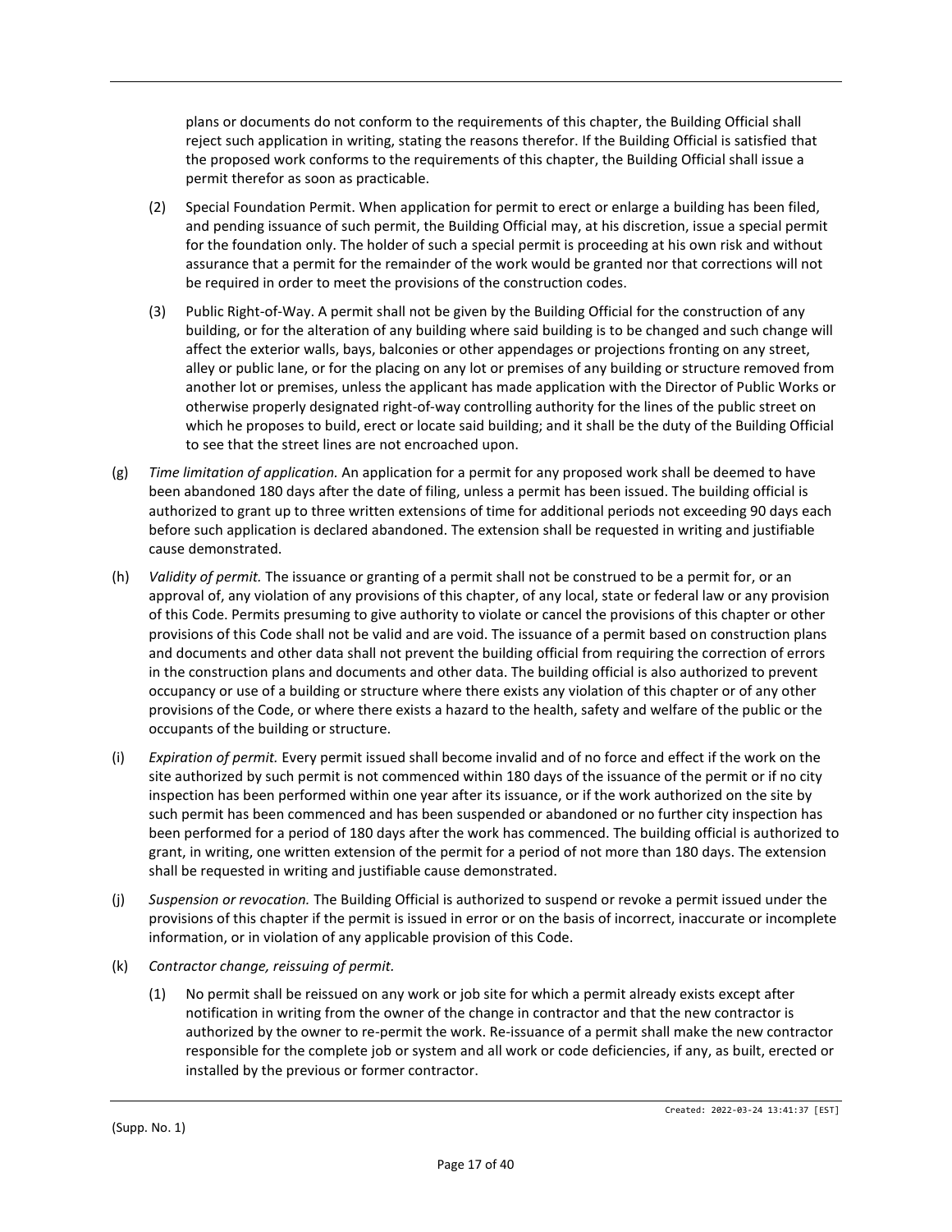plans or documents do not conform to the requirements of this chapter, the Building Official shall reject such application in writing, stating the reasons therefor. If the Building Official is satisfied that the proposed work conforms to the requirements of this chapter, the Building Official shall issue a permit therefor as soon as practicable.

(2) Special Foundation Permit. When application for permit to erect or enlarge a building has been filed, and pending issuance of such permit, the Building Official may, at his discretion, issue a special permit for the foundation only. The holder of such a special permit is proceeding at his own risk and without assurance that a permit for the remainder of the work would be granted nor that corrections will not be required in order to meet the provisions of the construction codes.

(3) Public Right-of-Way. A permit shall not be given by the Building Official for the construction of any building, or for the alteration of any building where said building is to be changed and such change will affect the exterior walls, bays, balconies or other appendages or projections fronting on any street, alley or public lane, or for the placing on any lot or premises of any building or structure removed from another lot or premises, unless the applicant has made application with the Director of Public Works or otherwise properly designated right-of-way controlling authority for the lines of the public street on which he proposes to build, erect or locate said building; and it shall be the duty of the Building Official to see that the street lines are not encroached upon.

(g) *Time limitation of application.* An application for a permit for any proposed work shall be deemed to have been abandoned 180 days after the date of filing, unless a permit has been issued. The building official is authorized to grant up to three written extensions of time for additional periods not exceeding 90 days each before such application is declared abandoned. The extension shall be requested in writing and justifiable cause demonstrated.

(h) *Validity of permit.* The issuance or granting of a permit shall not be construed to be a permit for, or an approval of, any violation of any provisions of this chapter, of any local, state or federal law or any provision of this Code. Permits presuming to give authority to violate or cancel the provisions of this chapter or other provisions of this Code shall not be valid and are void. The issuance of a permit based on construction plans and documents and other data shall not prevent the building official from requiring the correction of errors in the construction plans and documents and other data. The building official is also authorized to prevent occupancy or use of a building or structure where there exists any violation of this chapter or of any other provisions of the Code, or where there exists a hazard to the health, safety and welfare of the public or the occupants of the building or structure.

(i) *Expiration of permit.* Every permit issued shall become invalid and of no force and effect if the work on the site authorized by such permit is not commenced within 180 days of the issuance of the permit or if no city inspection has been performed within one year after its issuance, or if the work authorized on the site by such permit has been commenced and has been suspended or abandoned or no further city inspection has been performed for a period of 180 days after the work has commenced. The building official is authorized to grant, in writing, one written extension of the permit for a period of not more than 180 days. The extension shall be requested in writing and justifiable cause demonstrated.

(j) *Suspension or revocation.* The Building Official is authorized to suspend or revoke a permit issued under the provisions of this chapter if the permit is issued in error or on the basis of incorrect, inaccurate or incomplete information, or in violation of any applicable provision of this Code.

(k) *Contractor change, reissuing of permit.*

(1) No permit shall be reissued on any work or job site for which a permit already exists except after notification in writing from the owner of the change in contractor and that the new contractor is authorized by the owner to re-permit the work. Re-issuance of a permit shall make the new contractor responsible for the complete job or system and all work or code deficiencies, if any, as built, erected or installed by the previous or former contractor.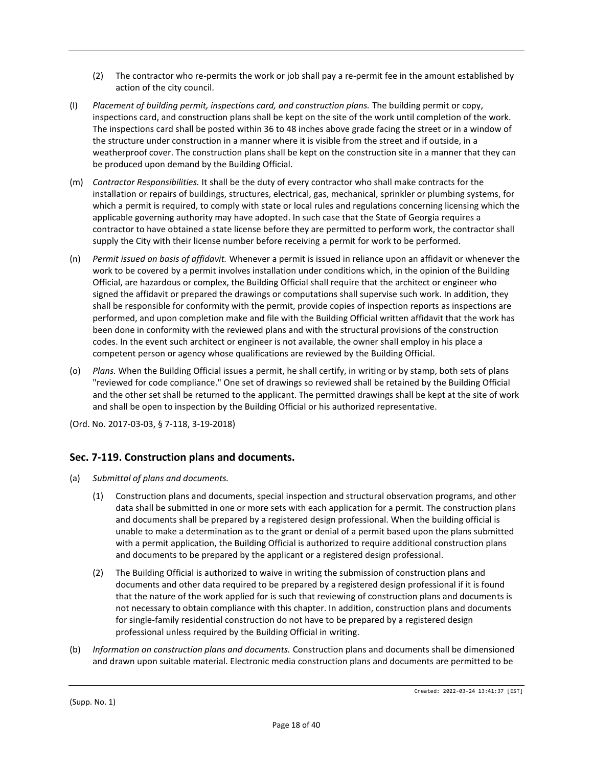(2) The contractor who re-permits the work or job shall pay a re-permit fee in the amount established by action of the city council.

(l) *Placement of building permit, inspections card, and construction plans.* The building permit or copy, inspections card, and construction plans shall be kept on the site of the work until completion of the work. The inspections card shall be posted within 36 to 48 inches above grade facing the street or in a window of the structure under construction in a manner where it is visible from the street and if outside, in a weatherproof cover. The construction plans shall be kept on the construction site in a manner that they can be produced upon demand by the Building Official.

(m) *Contractor Responsibilities.* It shall be the duty of every contractor who shall make contracts for the installation or repairs of buildings, structures, electrical, gas, mechanical, sprinkler or plumbing systems, for which a permit is required, to comply with state or local rules and regulations concerning licensing which the applicable governing authority may have adopted. In such case that the State of Georgia requires a contractor to have obtained a state license before they are permitted to perform work, the contractor shall supply the City with their license number before receiving a permit for work to be performed.

(n) *Permit issued on basis of affidavit.* Whenever a permit is issued in reliance upon an affidavit or whenever the work to be covered by a permit involves installation under conditions which, in the opinion of the Building Official, are hazardous or complex, the Building Official shall require that the architect or engineer who signed the affidavit or prepared the drawings or computations shall supervise such work. In addition, they shall be responsible for conformity with the permit, provide copies of inspection reports as inspections are performed, and upon completion make and file with the Building Official written affidavit that the work has been done in conformity with the reviewed plans and with the structural provisions of the construction codes. In the event such architect or engineer is not available, the owner shall employ in his place a competent person or agency whose qualifications are reviewed by the Building Official.

(o) *Plans.* When the Building Official issues a permit, he shall certify, in writing or by stamp, both sets of plans "reviewed for code compliance." One set of drawings so reviewed shall be retained by the Building Official and the other set shall be returned to the applicant. The permitted drawings shall be kept at the site of work and shall be open to inspection by the Building Official or his authorized representative.

(Ord. No. 2017-03-03, § 7-118, 3-19-2018)

## Sec. 7-119. Construction plans and documents.

(a) *Submittal of plans and documents.*

(1) Construction plans and documents, special inspection and structural observation programs, and other data shall be submitted in one or more sets with each application for a permit. The construction plans and documents shall be prepared by a registered design professional. When the building official is unable to make a determination as to the grant or denial of a permit based upon the plans submitted with a permit application, the Building Official is authorized to require additional construction plans and documents to be prepared by the applicant or a registered design professional.

(2) The Building Official is authorized to waive in writing the submission of construction plans and documents and other data required to be prepared by a registered design professional if it is found that the nature of the work applied for is such that reviewing of construction plans and documents is not necessary to obtain compliance with this chapter. In addition, construction plans and documents for single-family residential construction do not have to be prepared by a registered design professional unless required by the Building Official in writing.

(b) *Information on construction plans and documents.* Construction plans and documents shall be dimensioned and drawn upon suitable material. Electronic media construction plans and documents are permitted to be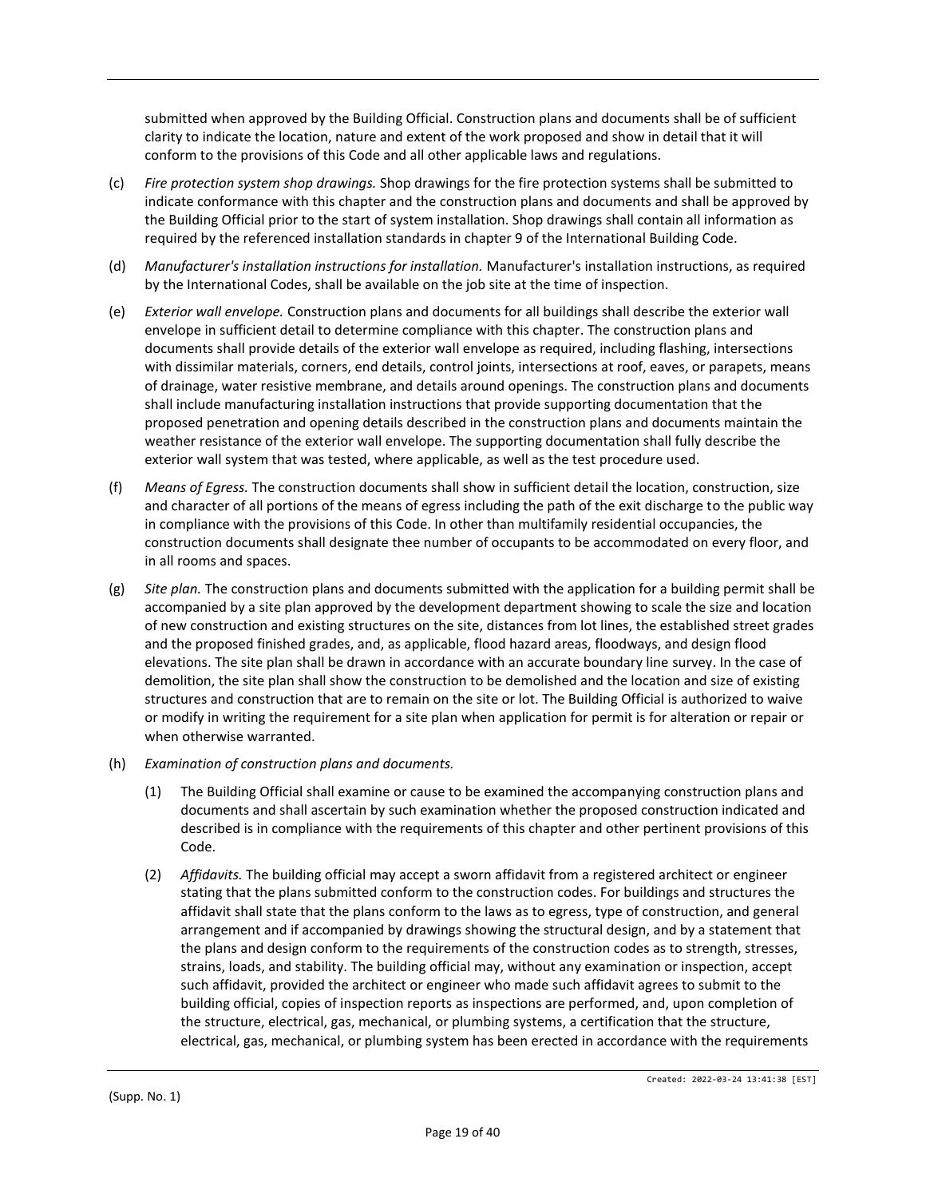submitted when approved by the Building Official. Construction plans and documents shall be of sufficient clarity to indicate the location, nature and extent of the work proposed and show in detail that it will conform to the provisions of this Code and all other applicable laws and regulations.

(c) *Fire protection system shop drawings.* Shop drawings for the fire protection systems shall be submitted to indicate conformance with this chapter and the construction plans and documents and shall be approved by the Building Official prior to the start of system installation. Shop drawings shall contain all information as required by the referenced installation standards in chapter 9 of the International Building Code.

(d) *Manufacturer's installation instructions for installation.* Manufacturer's installation instructions, as required by the International Codes, shall be available on the job site at the time of inspection.

(e) *Exterior wall envelope.* Construction plans and documents for all buildings shall describe the exterior wall envelope in sufficient detail to determine compliance with this chapter. The construction plans and documents shall provide details of the exterior wall envelope as required, including flashing, intersections with dissimilar materials, corners, end details, control joints, intersections at roof, eaves, or parapets, means of drainage, water resistive membrane, and details around openings. The construction plans and documents shall include manufacturing installation instructions that provide supporting documentation that the proposed penetration and opening details described in the construction plans and documents maintain the weather resistance of the exterior wall envelope. The supporting documentation shall fully describe the exterior wall system that was tested, where applicable, as well as the test procedure used.

(f) *Means of Egress.* The construction documents shall show in sufficient detail the location, construction, size and character of all portions of the means of egress including the path of the exit discharge to the public way in compliance with the provisions of this Code. In other than multifamily residential occupancies, the construction documents shall designate thee number of occupants to be accommodated on every floor, and in all rooms and spaces.

(g) *Site plan.* The construction plans and documents submitted with the application for a building permit shall be accompanied by a site plan approved by the development department showing to scale the size and location of new construction and existing structures on the site, distances from lot lines, the established street grades and the proposed finished grades, and, as applicable, flood hazard areas, floodways, and design flood elevations. The site plan shall be drawn in accordance with an accurate boundary line survey. In the case of demolition, the site plan shall show the construction to be demolished and the location and size of existing structures and construction that are to remain on the site or lot. The Building Official is authorized to waive or modify in writing the requirement for a site plan when application for permit is for alteration or repair or when otherwise warranted.

(h) *Examination of construction plans and documents.*

(1) The Building Official shall examine or cause to be examined the accompanying construction plans and documents and shall ascertain by such examination whether the proposed construction indicated and described is in compliance with the requirements of this chapter and other pertinent provisions of this Code.

(2) *Affidavits.* The building official may accept a sworn affidavit from a registered architect or engineer stating that the plans submitted conform to the construction codes. For buildings and structures the affidavit shall state that the plans conform to the laws as to egress, type of construction, and general arrangement and if accompanied by drawings showing the structural design, and by a statement that the plans and design conform to the requirements of the construction codes as to strength, stresses, strains, loads, and stability. The building official may, without any examination or inspection, accept such affidavit, provided the architect or engineer who made such affidavit agrees to submit to the building official, copies of inspection reports as inspections are performed, and, upon completion of the structure, electrical, gas, mechanical, or plumbing systems, a certification that the structure, electrical, gas, mechanical, or plumbing system has been erected in accordance with the requirements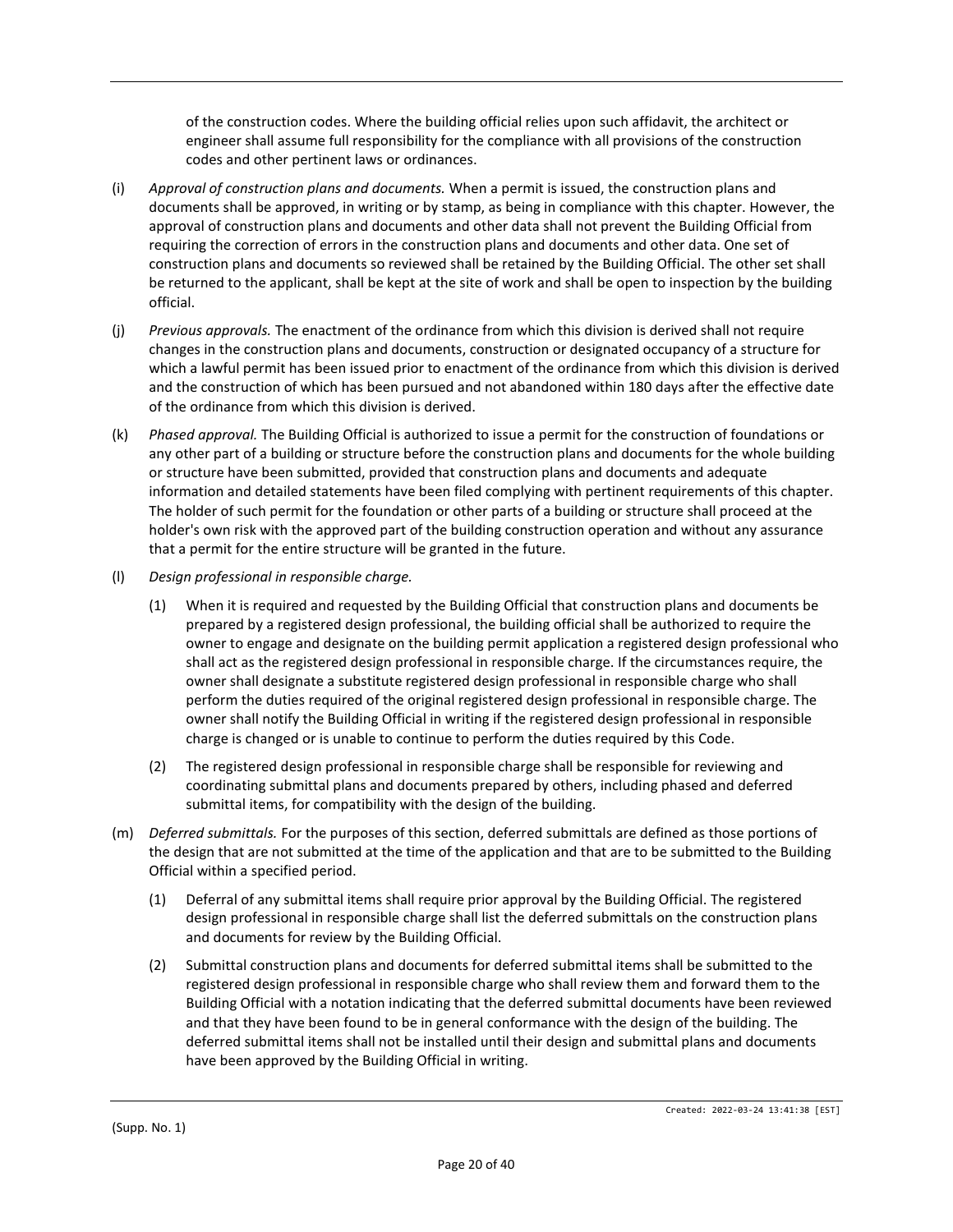of the construction codes. Where the building official relies upon such affidavit, the architect or engineer shall assume full responsibility for the compliance with all provisions of the construction codes and other pertinent laws or ordinances.

(i) *Approval of construction plans and documents.* When a permit is issued, the construction plans and documents shall be approved, in writing or by stamp, as being in compliance with this chapter. However, the approval of construction plans and documents and other data shall not prevent the Building Official from requiring the correction of errors in the construction plans and documents and other data. One set of construction plans and documents so reviewed shall be retained by the Building Official. The other set shall be returned to the applicant, shall be kept at the site of work and shall be open to inspection by the building official.

(j) *Previous approvals.* The enactment of the ordinance from which this division is derived shall not require changes in the construction plans and documents, construction or designated occupancy of a structure for which a lawful permit has been issued prior to enactment of the ordinance from which this division is derived and the construction of which has been pursued and not abandoned within 180 days after the effective date of the ordinance from which this division is derived.

(k) *Phased approval.* The Building Official is authorized to issue a permit for the construction of foundations or any other part of a building or structure before the construction plans and documents for the whole building or structure have been submitted, provided that construction plans and documents and adequate information and detailed statements have been filed complying with pertinent requirements of this chapter. The holder of such permit for the foundation or other parts of a building or structure shall proceed at the holder's own risk with the approved part of the building construction operation and without any assurance that a permit for the entire structure will be granted in the future.

(l) *Design professional in responsible charge.*

 (1) When it is required and requested by the Building Official that construction plans and documents be prepared by a registered design professional, the building official shall be authorized to require the owner to engage and designate on the building permit application a registered design professional who shall act as the registered design professional in responsible charge. If the circumstances require, the owner shall designate a substitute registered design professional in responsible charge who shall perform the duties required of the original registered design professional in responsible charge. The owner shall notify the Building Official in writing if the registered design professional in responsible charge is changed or is unable to continue to perform the duties required by this Code.

 (2) The registered design professional in responsible charge shall be responsible for reviewing and coordinating submittal plans and documents prepared by others, including phased and deferred submittal items, for compatibility with the design of the building.

(m) *Deferred submittals.* For the purposes of this section, deferred submittals are defined as those portions of the design that are not submitted at the time of the application and that are to be submitted to the Building Official within a specified period.

 (1) Deferral of any submittal items shall require prior approval by the Building Official. The registered design professional in responsible charge shall list the deferred submittals on the construction plans and documents for review by the Building Official.

 (2) Submittal construction plans and documents for deferred submittal items shall be submitted to the registered design professional in responsible charge who shall review them and forward them to the Building Official with a notation indicating that the deferred submittal documents have been reviewed and that they have been found to be in general conformance with the design of the building. The deferred submittal items shall not be installed until their design and submittal plans and documents have been approved by the Building Official in writing.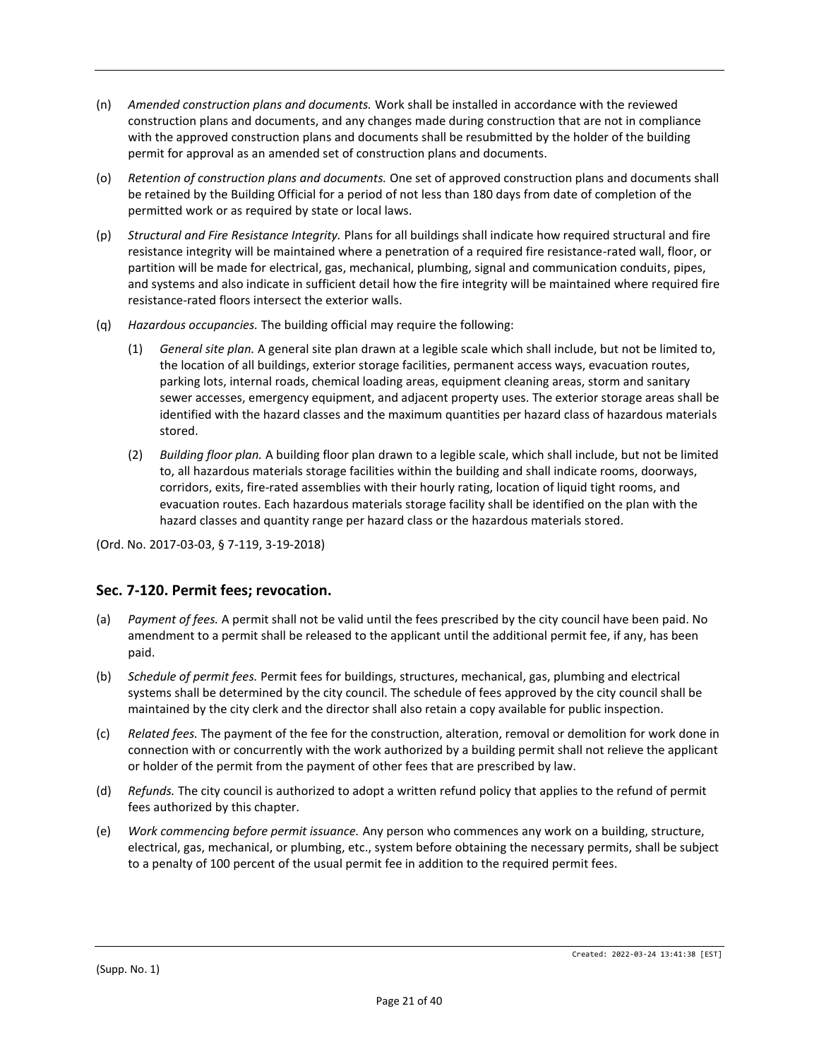(n) *Amended construction plans and documents.* Work shall be installed in accordance with the reviewed construction plans and documents, and any changes made during construction that are not in compliance with the approved construction plans and documents shall be resubmitted by the holder of the building permit for approval as an amended set of construction plans and documents.

(o) *Retention of construction plans and documents.* One set of approved construction plans and documents shall be retained by the Building Official for a period of not less than 180 days from date of completion of the permitted work or as required by state or local laws.

(p) *Structural and Fire Resistance Integrity.* Plans for all buildings shall indicate how required structural and fire resistance integrity will be maintained where a penetration of a required fire resistance-rated wall, floor, or partition will be made for electrical, gas, mechanical, plumbing, signal and communication conduits, pipes, and systems and also indicate in sufficient detail how the fire integrity will be maintained where required fire resistance-rated floors intersect the exterior walls.

(q) *Hazardous occupancies.* The building official may require the following:

(1) *General site plan.* A general site plan drawn at a legible scale which shall include, but not be limited to, the location of all buildings, exterior storage facilities, permanent access ways, evacuation routes, parking lots, internal roads, chemical loading areas, equipment cleaning areas, storm and sanitary sewer accesses, emergency equipment, and adjacent property uses. The exterior storage areas shall be identified with the hazard classes and the maximum quantities per hazard class of hazardous materials stored.

(2) *Building floor plan.* A building floor plan drawn to a legible scale, which shall include, but not be limited to, all hazardous materials storage facilities within the building and shall indicate rooms, doorways, corridors, exits, fire-rated assemblies with their hourly rating, location of liquid tight rooms, and evacuation routes. Each hazardous materials storage facility shall be identified on the plan with the hazard classes and quantity range per hazard class or the hazardous materials stored.

(Ord. No. 2017-03-03, § 7-119, 3-19-2018)

## Sec. 7-120. Permit fees; revocation.

(a) *Payment of fees.* A permit shall not be valid until the fees prescribed by the city council have been paid. No amendment to a permit shall be released to the applicant until the additional permit fee, if any, has been paid.

(b) *Schedule of permit fees.* Permit fees for buildings, structures, mechanical, gas, plumbing and electrical systems shall be determined by the city council. The schedule of fees approved by the city council shall be maintained by the city clerk and the director shall also retain a copy available for public inspection.

(c) *Related fees.* The payment of the fee for the construction, alteration, removal or demolition for work done in connection with or concurrently with the work authorized by a building permit shall not relieve the applicant or holder of the permit from the payment of other fees that are prescribed by law.

(d) *Refunds.* The city council is authorized to adopt a written refund policy that applies to the refund of permit fees authorized by this chapter.

(e) *Work commencing before permit issuance.* Any person who commences any work on a building, structure, electrical, gas, mechanical, or plumbing, etc., system before obtaining the necessary permits, shall be subject to a penalty of 100 percent of the usual permit fee in addition to the required permit fees.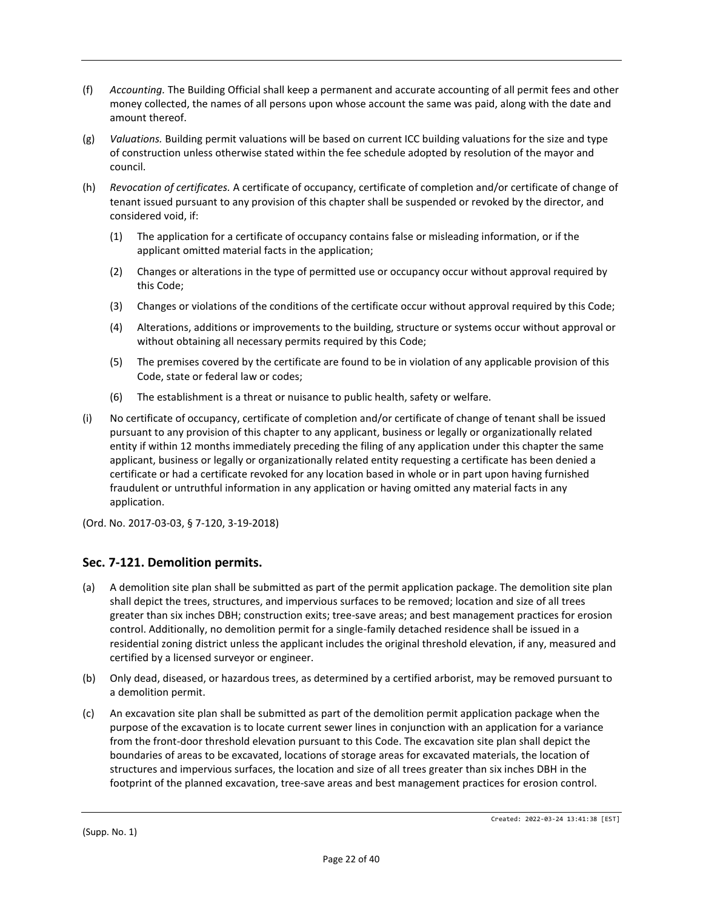(f) *Accounting.* The Building Official shall keep a permanent and accurate accounting of all permit fees and other money collected, the names of all persons upon whose account the same was paid, along with the date and amount thereof.

(g) *Valuations.* Building permit valuations will be based on current ICC building valuations for the size and type of construction unless otherwise stated within the fee schedule adopted by resolution of the mayor and council.

(h) *Revocation of certificates.* A certificate of occupancy, certificate of completion and/or certificate of change of tenant issued pursuant to any provision of this chapter shall be suspended or revoked by the director, and considered void, if:

  (1) The application for a certificate of occupancy contains false or misleading information, or if the applicant omitted material facts in the application;

  (2) Changes or alterations in the type of permitted use or occupancy occur without approval required by this Code;

  (3) Changes or violations of the conditions of the certificate occur without approval required by this Code;

  (4) Alterations, additions or improvements to the building, structure or systems occur without approval or without obtaining all necessary permits required by this Code;

  (5) The premises covered by the certificate are found to be in violation of any applicable provision of this Code, state or federal law or codes;

  (6) The establishment is a threat or nuisance to public health, safety or welfare.

(i) No certificate of occupancy, certificate of completion and/or certificate of change of tenant shall be issued pursuant to any provision of this chapter to any applicant, business or legally or organizationally related entity if within 12 months immediately preceding the filing of any application under this chapter the same applicant, business or legally or organizationally related entity requesting a certificate has been denied a certificate or had a certificate revoked for any location based in whole or in part upon having furnished fraudulent or untruthful information in any application or having omitted any material facts in any application.

(Ord. No. 2017-03-03, § 7-120, 3-19-2018)

## Sec. 7-121. Demolition permits.

(a) A demolition site plan shall be submitted as part of the permit application package. The demolition site plan shall depict the trees, structures, and impervious surfaces to be removed; location and size of all trees greater than six inches DBH; construction exits; tree-save areas; and best management practices for erosion control. Additionally, no demolition permit for a single-family detached residence shall be issued in a residential zoning district unless the applicant includes the original threshold elevation, if any, measured and certified by a licensed surveyor or engineer.

(b) Only dead, diseased, or hazardous trees, as determined by a certified arborist, may be removed pursuant to a demolition permit.

(c) An excavation site plan shall be submitted as part of the demolition permit application package when the purpose of the excavation is to locate current sewer lines in conjunction with an application for a variance from the front-door threshold elevation pursuant to this Code. The excavation site plan shall depict the boundaries of areas to be excavated, locations of storage areas for excavated materials, the location of structures and impervious surfaces, the location and size of all trees greater than six inches DBH in the footprint of the planned excavation, tree-save areas and best management practices for erosion control.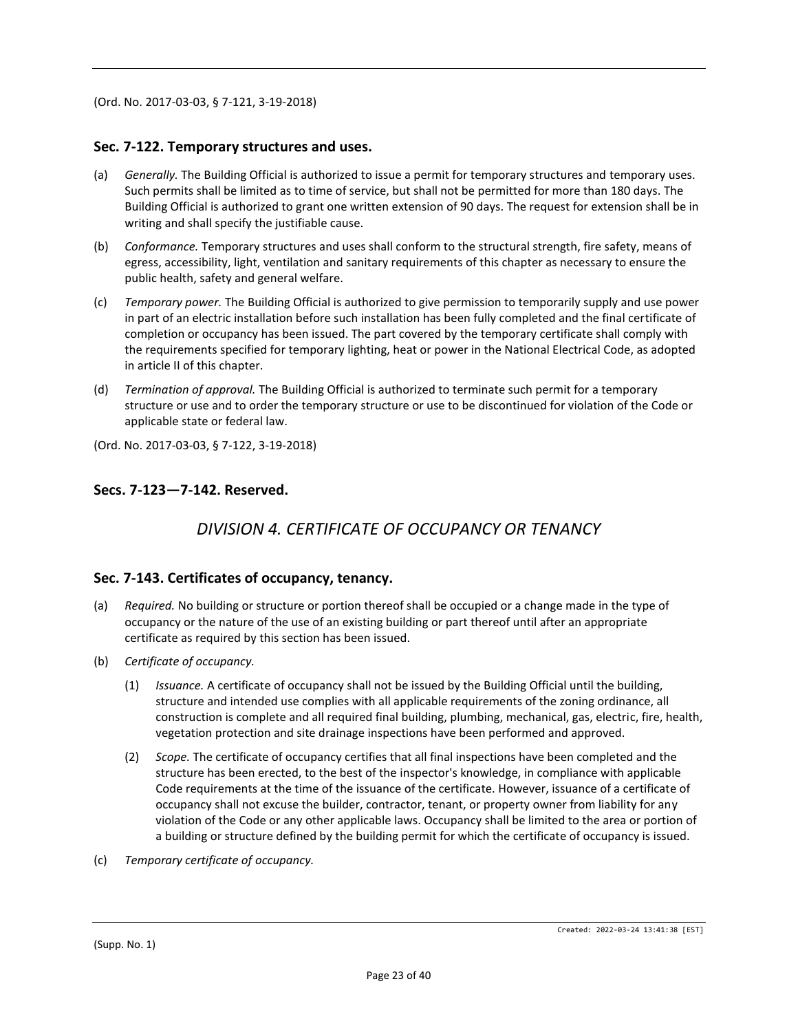(Ord. No. 2017-03-03, § 7-121, 3-19-2018)

### Sec. 7-122. Temporary structures and uses.

(a) *Generally.* The Building Official is authorized to issue a permit for temporary structures and temporary uses. Such permits shall be limited as to time of service, but shall not be permitted for more than 180 days. The Building Official is authorized to grant one written extension of 90 days. The request for extension shall be in writing and shall specify the justifiable cause.

(b) *Conformance.* Temporary structures and uses shall conform to the structural strength, fire safety, means of egress, accessibility, light, ventilation and sanitary requirements of this chapter as necessary to ensure the public health, safety and general welfare.

(c) *Temporary power.* The Building Official is authorized to give permission to temporarily supply and use power in part of an electric installation before such installation has been fully completed and the final certificate of completion or occupancy has been issued. The part covered by the temporary certificate shall comply with the requirements specified for temporary lighting, heat or power in the National Electrical Code, as adopted in article II of this chapter.

(d) *Termination of approval.* The Building Official is authorized to terminate such permit for a temporary structure or use and to order the temporary structure or use to be discontinued for violation of the Code or applicable state or federal law.

(Ord. No. 2017-03-03, § 7-122, 3-19-2018)

### Secs. 7-123—7-142. Reserved.

## *DIVISION 4. CERTIFICATE OF OCCUPANCY OR TENANCY*

### Sec. 7-143. Certificates of occupancy, tenancy.

(a) *Required.* No building or structure or portion thereof shall be occupied or a change made in the type of occupancy or the nature of the use of an existing building or part thereof until after an appropriate certificate as required by this section has been issued.

(b) *Certificate of occupancy.*

  (1) *Issuance.* A certificate of occupancy shall not be issued by the Building Official until the building, structure and intended use complies with all applicable requirements of the zoning ordinance, all construction is complete and all required final building, plumbing, mechanical, gas, electric, fire, health, vegetation protection and site drainage inspections have been performed and approved.

  (2) *Scope.* The certificate of occupancy certifies that all final inspections have been completed and the structure has been erected, to the best of the inspector's knowledge, in compliance with applicable Code requirements at the time of the issuance of the certificate. However, issuance of a certificate of occupancy shall not excuse the builder, contractor, tenant, or property owner from liability for any violation of the Code or any other applicable laws. Occupancy shall be limited to the area or portion of a building or structure defined by the building permit for which the certificate of occupancy is issued.

(c) *Temporary certificate of occupancy.*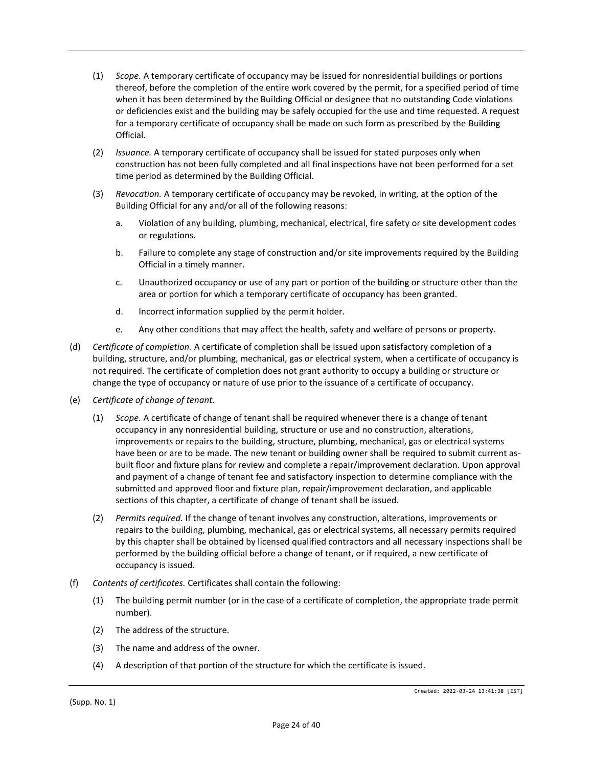(1) *Scope.* A temporary certificate of occupancy may be issued for nonresidential buildings or portions thereof, before the completion of the entire work covered by the permit, for a specified period of time when it has been determined by the Building Official or designee that no outstanding Code violations or deficiencies exist and the building may be safely occupied for the use and time requested. A request for a temporary certificate of occupancy shall be made on such form as prescribed by the Building Official.

(2) *Issuance.* A temporary certificate of occupancy shall be issued for stated purposes only when construction has not been fully completed and all final inspections have not been performed for a set time period as determined by the Building Official.

(3) *Revocation.* A temporary certificate of occupancy may be revoked, in writing, at the option of the Building Official for any and/or all of the following reasons:

a. Violation of any building, plumbing, mechanical, electrical, fire safety or site development codes or regulations.

b. Failure to complete any stage of construction and/or site improvements required by the Building Official in a timely manner.

c. Unauthorized occupancy or use of any part or portion of the building or structure other than the area or portion for which a temporary certificate of occupancy has been granted.

d. Incorrect information supplied by the permit holder.

e. Any other conditions that may affect the health, safety and welfare of persons or property.

(d) *Certificate of completion.* A certificate of completion shall be issued upon satisfactory completion of a building, structure, and/or plumbing, mechanical, gas or electrical system, when a certificate of occupancy is not required. The certificate of completion does not grant authority to occupy a building or structure or change the type of occupancy or nature of use prior to the issuance of a certificate of occupancy.

(e) *Certificate of change of tenant.*

(1) *Scope.* A certificate of change of tenant shall be required whenever there is a change of tenant occupancy in any nonresidential building, structure or use and no construction, alterations, improvements or repairs to the building, structure, plumbing, mechanical, gas or electrical systems have been or are to be made. The new tenant or building owner shall be required to submit current as-built floor and fixture plans for review and complete a repair/improvement declaration. Upon approval and payment of a change of tenant fee and satisfactory inspection to determine compliance with the submitted and approved floor and fixture plan, repair/improvement declaration, and applicable sections of this chapter, a certificate of change of tenant shall be issued.

(2) *Permits required.* If the change of tenant involves any construction, alterations, improvements or repairs to the building, plumbing, mechanical, gas or electrical systems, all necessary permits required by this chapter shall be obtained by licensed qualified contractors and all necessary inspections shall be performed by the building official before a change of tenant, or if required, a new certificate of occupancy is issued.

(f) *Contents of certificates.* Certificates shall contain the following:

(1) The building permit number (or in the case of a certificate of completion, the appropriate trade permit number).

(2) The address of the structure.

(3) The name and address of the owner.

(4) A description of that portion of the structure for which the certificate is issued.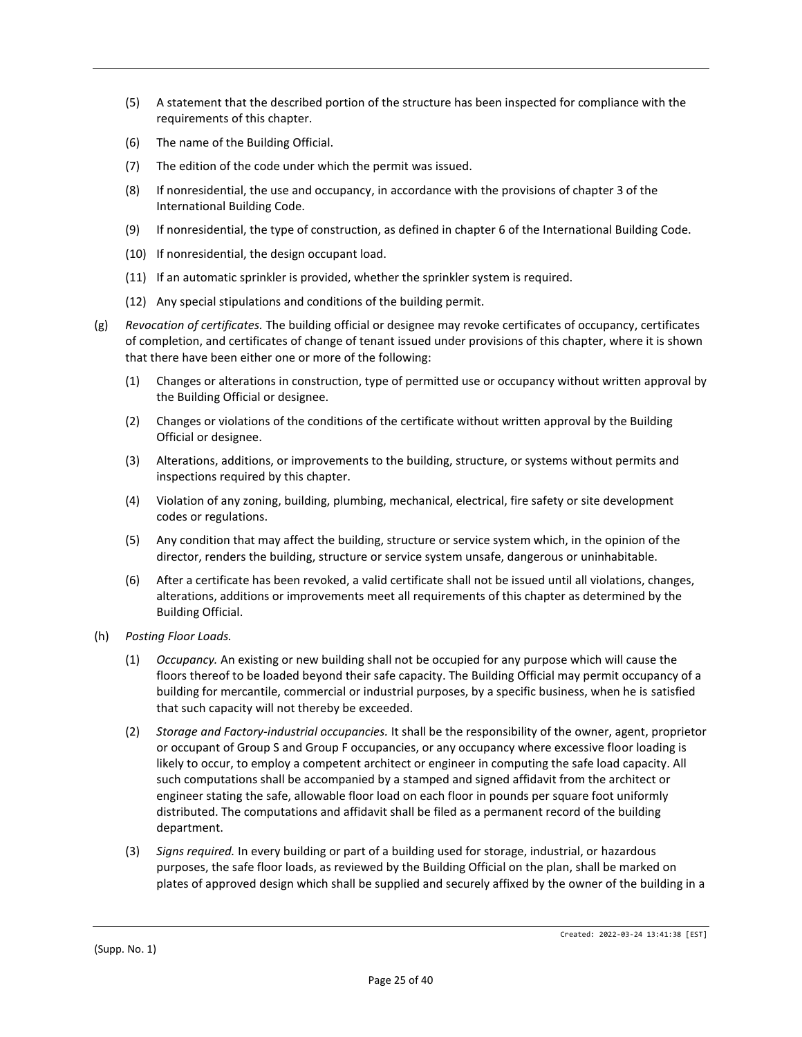(5) A statement that the described portion of the structure has been inspected for compliance with the requirements of this chapter.

(6) The name of the Building Official.

(7) The edition of the code under which the permit was issued.

(8) If nonresidential, the use and occupancy, in accordance with the provisions of chapter 3 of the International Building Code.

(9) If nonresidential, the type of construction, as defined in chapter 6 of the International Building Code.

(10) If nonresidential, the design occupant load.

(11) If an automatic sprinkler is provided, whether the sprinkler system is required.

(12) Any special stipulations and conditions of the building permit.

(g) *Revocation of certificates.* The building official or designee may revoke certificates of occupancy, certificates of completion, and certificates of change of tenant issued under provisions of this chapter, where it is shown that there have been either one or more of the following:

(1) Changes or alterations in construction, type of permitted use or occupancy without written approval by the Building Official or designee.

(2) Changes or violations of the conditions of the certificate without written approval by the Building Official or designee.

(3) Alterations, additions, or improvements to the building, structure, or systems without permits and inspections required by this chapter.

(4) Violation of any zoning, building, plumbing, mechanical, electrical, fire safety or site development codes or regulations.

(5) Any condition that may affect the building, structure or service system which, in the opinion of the director, renders the building, structure or service system unsafe, dangerous or uninhabitable.

(6) After a certificate has been revoked, a valid certificate shall not be issued until all violations, changes, alterations, additions or improvements meet all requirements of this chapter as determined by the Building Official.

(h) *Posting Floor Loads.*

(1) *Occupancy.* An existing or new building shall not be occupied for any purpose which will cause the floors thereof to be loaded beyond their safe capacity. The Building Official may permit occupancy of a building for mercantile, commercial or industrial purposes, by a specific business, when he is satisfied that such capacity will not thereby be exceeded.

(2) *Storage and Factory-industrial occupancies.* It shall be the responsibility of the owner, agent, proprietor or occupant of Group S and Group F occupancies, or any occupancy where excessive floor loading is likely to occur, to employ a competent architect or engineer in computing the safe load capacity. All such computations shall be accompanied by a stamped and signed affidavit from the architect or engineer stating the safe, allowable floor load on each floor in pounds per square foot uniformly distributed. The computations and affidavit shall be filed as a permanent record of the building department.

(3) *Signs required.* In every building or part of a building used for storage, industrial, or hazardous purposes, the safe floor loads, as reviewed by the Building Official on the plan, shall be marked on plates of approved design which shall be supplied and securely affixed by the owner of the building in a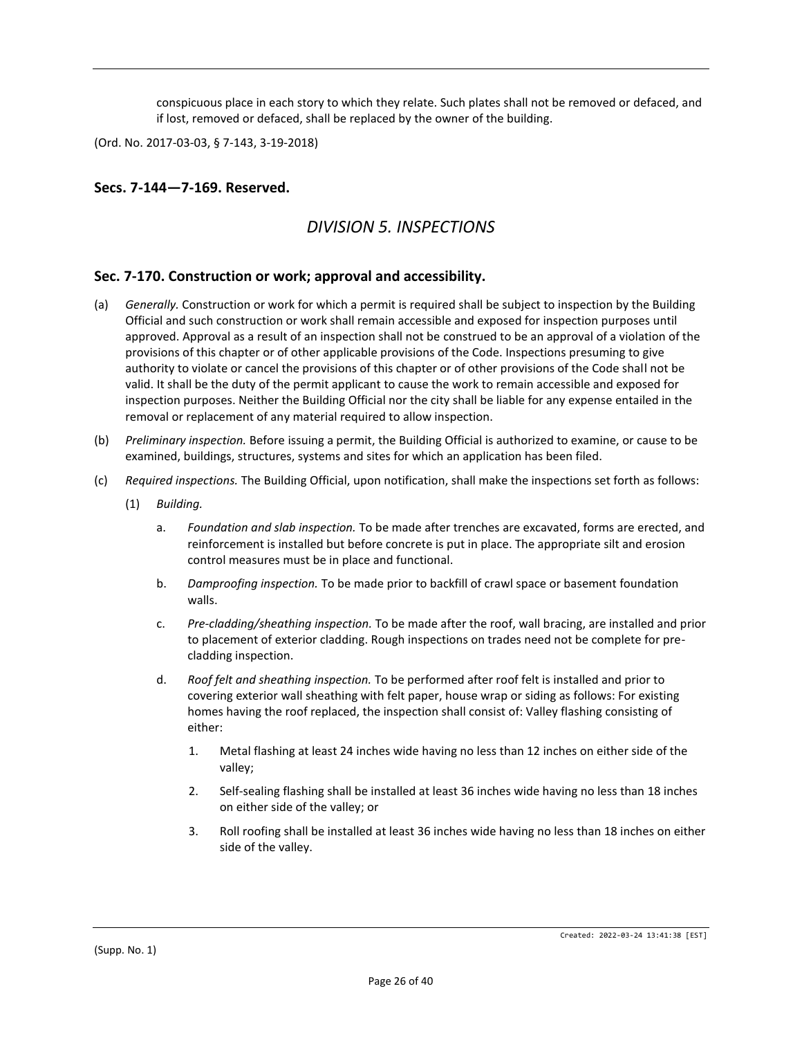conspicuous place in each story to which they relate. Such plates shall not be removed or defaced, and if lost, removed or defaced, shall be replaced by the owner of the building.

(Ord. No. 2017-03-03, § 7-143, 3-19-2018)

### Secs. 7-144—7-169. Reserved.

## *DIVISION 5. INSPECTIONS*

### Sec. 7-170. Construction or work; approval and accessibility.

(a) *Generally.* Construction or work for which a permit is required shall be subject to inspection by the Building Official and such construction or work shall remain accessible and exposed for inspection purposes until approved. Approval as a result of an inspection shall not be construed to be an approval of a violation of the provisions of this chapter or of other applicable provisions of the Code. Inspections presuming to give authority to violate or cancel the provisions of this chapter or of other provisions of the Code shall not be valid. It shall be the duty of the permit applicant to cause the work to remain accessible and exposed for inspection purposes. Neither the Building Official nor the city shall be liable for any expense entailed in the removal or replacement of any material required to allow inspection.

(b) *Preliminary inspection.* Before issuing a permit, the Building Official is authorized to examine, or cause to be examined, buildings, structures, systems and sites for which an application has been filed.

(c) *Required inspections.* The Building Official, upon notification, shall make the inspections set forth as follows:

   (1) *Building.*

      a. *Foundation and slab inspection.* To be made after trenches are excavated, forms are erected, and reinforcement is installed but before concrete is put in place. The appropriate silt and erosion control measures must be in place and functional.

      b. *Dampproofing inspection.* To be made prior to backfill of crawl space or basement foundation walls.

      c. *Pre-cladding/sheathing inspection.* To be made after the roof, wall bracing, are installed and prior to placement of exterior cladding. Rough inspections on trades need not be complete for pre-cladding inspection.

      d. *Roof felt and sheathing inspection.* To be performed after roof felt is installed and prior to covering exterior wall sheathing with felt paper, house wrap or siding as follows: For existing homes having the roof replaced, the inspection shall consist of: Valley flashing consisting of either:

         1. Metal flashing at least 24 inches wide having no less than 12 inches on either side of the valley;

         2. Self-sealing flashing shall be installed at least 36 inches wide having no less than 18 inches on either side of the valley; or

         3. Roll roofing shall be installed at least 36 inches wide having no less than 18 inches on either side of the valley.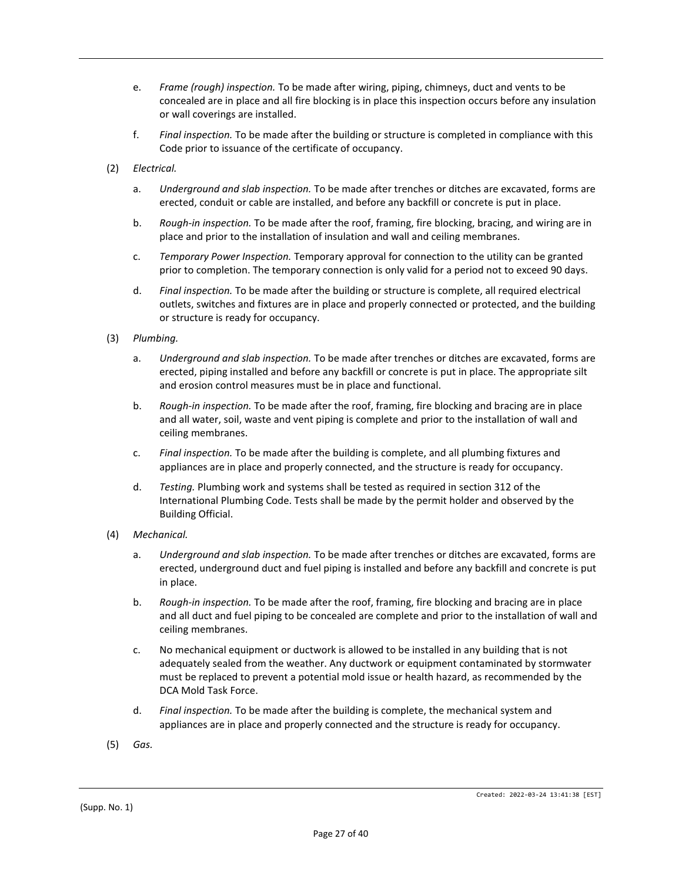e. *Frame (rough) inspection.* To be made after wiring, piping, chimneys, duct and vents to be concealed are in place and all fire blocking is in place this inspection occurs before any insulation or wall coverings are installed.

f. *Final inspection.* To be made after the building or structure is completed in compliance with this Code prior to issuance of the certificate of occupancy.

(2) *Electrical.*

a. *Underground and slab inspection.* To be made after trenches or ditches are excavated, forms are erected, conduit or cable are installed, and before any backfill or concrete is put in place.

b. *Rough-in inspection.* To be made after the roof, framing, fire blocking, bracing, and wiring are in place and prior to the installation of insulation and wall and ceiling membranes.

c. *Temporary Power Inspection.* Temporary approval for connection to the utility can be granted prior to completion. The temporary connection is only valid for a period not to exceed 90 days.

d. *Final inspection.* To be made after the building or structure is complete, all required electrical outlets, switches and fixtures are in place and properly connected or protected, and the building or structure is ready for occupancy.

(3) *Plumbing.*

a. *Underground and slab inspection.* To be made after trenches or ditches are excavated, forms are erected, piping installed and before any backfill or concrete is put in place. The appropriate silt and erosion control measures must be in place and functional.

b. *Rough-in inspection.* To be made after the roof, framing, fire blocking and bracing are in place and all water, soil, waste and vent piping is complete and prior to the installation of wall and ceiling membranes.

c. *Final inspection.* To be made after the building is complete, and all plumbing fixtures and appliances are in place and properly connected, and the structure is ready for occupancy.

d. *Testing.* Plumbing work and systems shall be tested as required in section 312 of the International Plumbing Code. Tests shall be made by the permit holder and observed by the Building Official.

(4) *Mechanical.*

a. *Underground and slab inspection.* To be made after trenches or ditches are excavated, forms are erected, underground duct and fuel piping is installed and before any backfill and concrete is put in place.

b. *Rough-in inspection.* To be made after the roof, framing, fire blocking and bracing are in place and all duct and fuel piping to be concealed are complete and prior to the installation of wall and ceiling membranes.

c. No mechanical equipment or ductwork is allowed to be installed in any building that is not adequately sealed from the weather. Any ductwork or equipment contaminated by stormwater must be replaced to prevent a potential mold issue or health hazard, as recommended by the DCA Mold Task Force.

d. *Final inspection.* To be made after the building is complete, the mechanical system and appliances are in place and properly connected and the structure is ready for occupancy.

(5) *Gas.*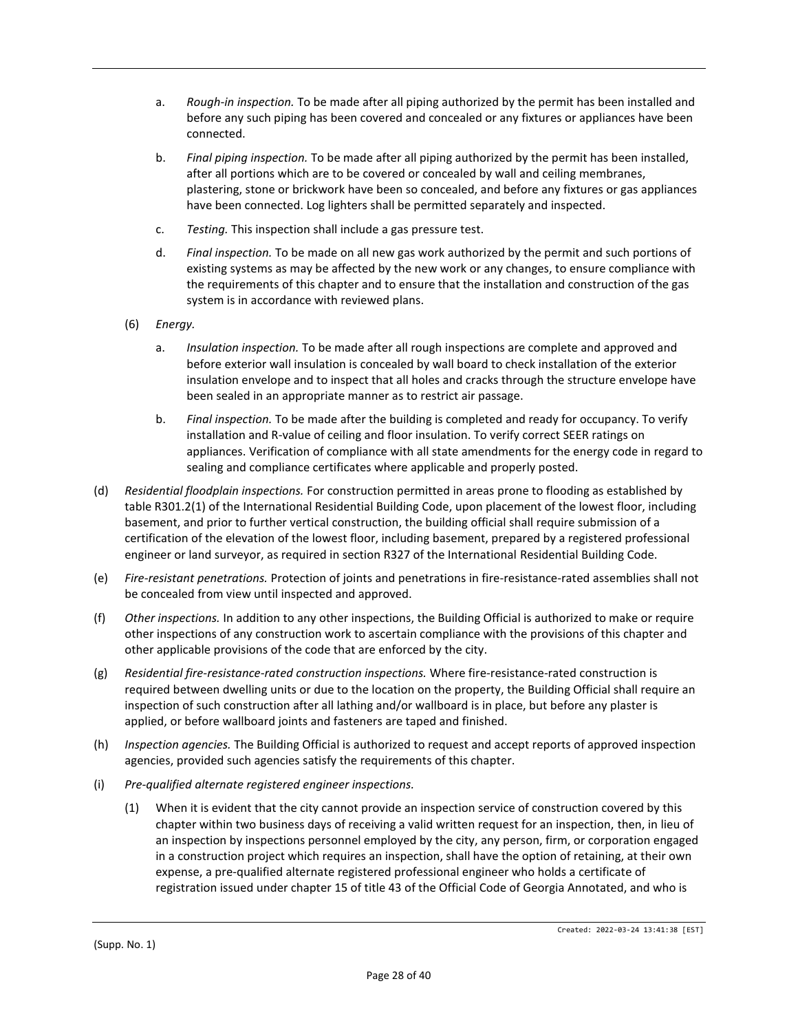a. *Rough-in inspection.* To be made after all piping authorized by the permit has been installed and before any such piping has been covered and concealed or any fixtures or appliances have been connected.

b. *Final piping inspection.* To be made after all piping authorized by the permit has been installed, after all portions which are to be covered or concealed by wall and ceiling membranes, plastering, stone or brickwork have been so concealed, and before any fixtures or gas appliances have been connected. Log lighters shall be permitted separately and inspected.

c. *Testing.* This inspection shall include a gas pressure test.

d. *Final inspection.* To be made on all new gas work authorized by the permit and such portions of existing systems as may be affected by the new work or any changes, to ensure compliance with the requirements of this chapter and to ensure that the installation and construction of the gas system is in accordance with reviewed plans.

(6) *Energy.*

a. *Insulation inspection.* To be made after all rough inspections are complete and approved and before exterior wall insulation is concealed by wall board to check installation of the exterior insulation envelope and to inspect that all holes and cracks through the structure envelope have been sealed in an appropriate manner as to restrict air passage.

b. *Final inspection.* To be made after the building is completed and ready for occupancy. To verify installation and R-value of ceiling and floor insulation. To verify correct SEER ratings on appliances. Verification of compliance with all state amendments for the energy code in regard to sealing and compliance certificates where applicable and properly posted.

(d) *Residential floodplain inspections.* For construction permitted in areas prone to flooding as established by table R301.2(1) of the International Residential Building Code, upon placement of the lowest floor, including basement, and prior to further vertical construction, the building official shall require submission of a certification of the elevation of the lowest floor, including basement, prepared by a registered professional engineer or land surveyor, as required in section R327 of the International Residential Building Code.

(e) *Fire-resistant penetrations.* Protection of joints and penetrations in fire-resistance-rated assemblies shall not be concealed from view until inspected and approved.

(f) *Other inspections.* In addition to any other inspections, the Building Official is authorized to make or require other inspections of any construction work to ascertain compliance with the provisions of this chapter and other applicable provisions of the code that are enforced by the city.

(g) *Residential fire-resistance-rated construction inspections.* Where fire-resistance-rated construction is required between dwelling units or due to the location on the property, the Building Official shall require an inspection of such construction after all lathing and/or wallboard is in place, but before any plaster is applied, or before wallboard joints and fasteners are taped and finished.

(h) *Inspection agencies.* The Building Official is authorized to request and accept reports of approved inspection agencies, provided such agencies satisfy the requirements of this chapter.

(i) *Pre-qualified alternate registered engineer inspections.*

(1) When it is evident that the city cannot provide an inspection service of construction covered by this chapter within two business days of receiving a valid written request for an inspection, then, in lieu of an inspection by inspections personnel employed by the city, any person, firm, or corporation engaged in a construction project which requires an inspection, shall have the option of retaining, at their own expense, a pre-qualified alternate registered professional engineer who holds a certificate of registration issued under chapter 15 of title 43 of the Official Code of Georgia Annotated, and who is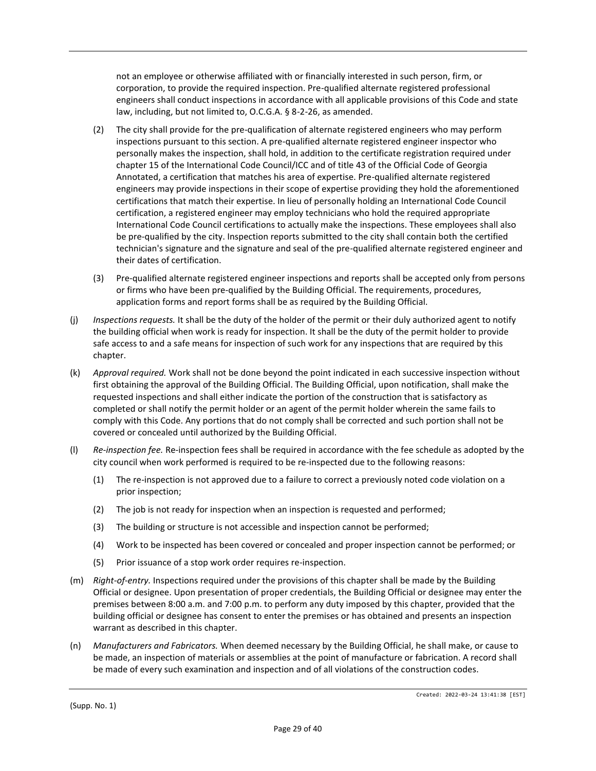not an employee or otherwise affiliated with or financially interested in such person, firm, or corporation, to provide the required inspection. Pre-qualified alternate registered professional engineers shall conduct inspections in accordance with all applicable provisions of this Code and state law, including, but not limited to, O.C.G.A. § 8-2-26, as amended.

(2) The city shall provide for the pre-qualification of alternate registered engineers who may perform inspections pursuant to this section. A pre-qualified alternate registered engineer inspector who personally makes the inspection, shall hold, in addition to the certificate registration required under chapter 15 of the International Code Council/ICC and of title 43 of the Official Code of Georgia Annotated, a certification that matches his area of expertise. Pre-qualified alternate registered engineers may provide inspections in their scope of expertise providing they hold the aforementioned certifications that match their expertise. In lieu of personally holding an International Code Council certification, a registered engineer may employ technicians who hold the required appropriate International Code Council certifications to actually make the inspections. These employees shall also be pre-qualified by the city. Inspection reports submitted to the city shall contain both the certified technician's signature and the signature and seal of the pre-qualified alternate registered engineer and their dates of certification.

(3) Pre-qualified alternate registered engineer inspections and reports shall be accepted only from persons or firms who have been pre-qualified by the Building Official. The requirements, procedures, application forms and report forms shall be as required by the Building Official.

(j) *Inspections requests.* It shall be the duty of the holder of the permit or their duly authorized agent to notify the building official when work is ready for inspection. It shall be the duty of the permit holder to provide safe access to and a safe means for inspection of such work for any inspections that are required by this chapter.

(k) *Approval required.* Work shall not be done beyond the point indicated in each successive inspection without first obtaining the approval of the Building Official. The Building Official, upon notification, shall make the requested inspections and shall either indicate the portion of the construction that is satisfactory as completed or shall notify the permit holder or an agent of the permit holder wherein the same fails to comply with this Code. Any portions that do not comply shall be corrected and such portion shall not be covered or concealed until authorized by the Building Official.

(l) *Re-inspection fee.* Re-inspection fees shall be required in accordance with the fee schedule as adopted by the city council when work performed is required to be re-inspected due to the following reasons:

(1) The re-inspection is not approved due to a failure to correct a previously noted code violation on a prior inspection;

(2) The job is not ready for inspection when an inspection is requested and performed;

(3) The building or structure is not accessible and inspection cannot be performed;

(4) Work to be inspected has been covered or concealed and proper inspection cannot be performed; or

(5) Prior issuance of a stop work order requires re-inspection.

(m) *Right-of-entry.* Inspections required under the provisions of this chapter shall be made by the Building Official or designee. Upon presentation of proper credentials, the Building Official or designee may enter the premises between 8:00 a.m. and 7:00 p.m. to perform any duty imposed by this chapter, provided that the building official or designee has consent to enter the premises or has obtained and presents an inspection warrant as described in this chapter.

(n) *Manufacturers and Fabricators.* When deemed necessary by the Building Official, he shall make, or cause to be made, an inspection of materials or assemblies at the point of manufacture or fabrication. A record shall be made of every such examination and inspection and of all violations of the construction codes.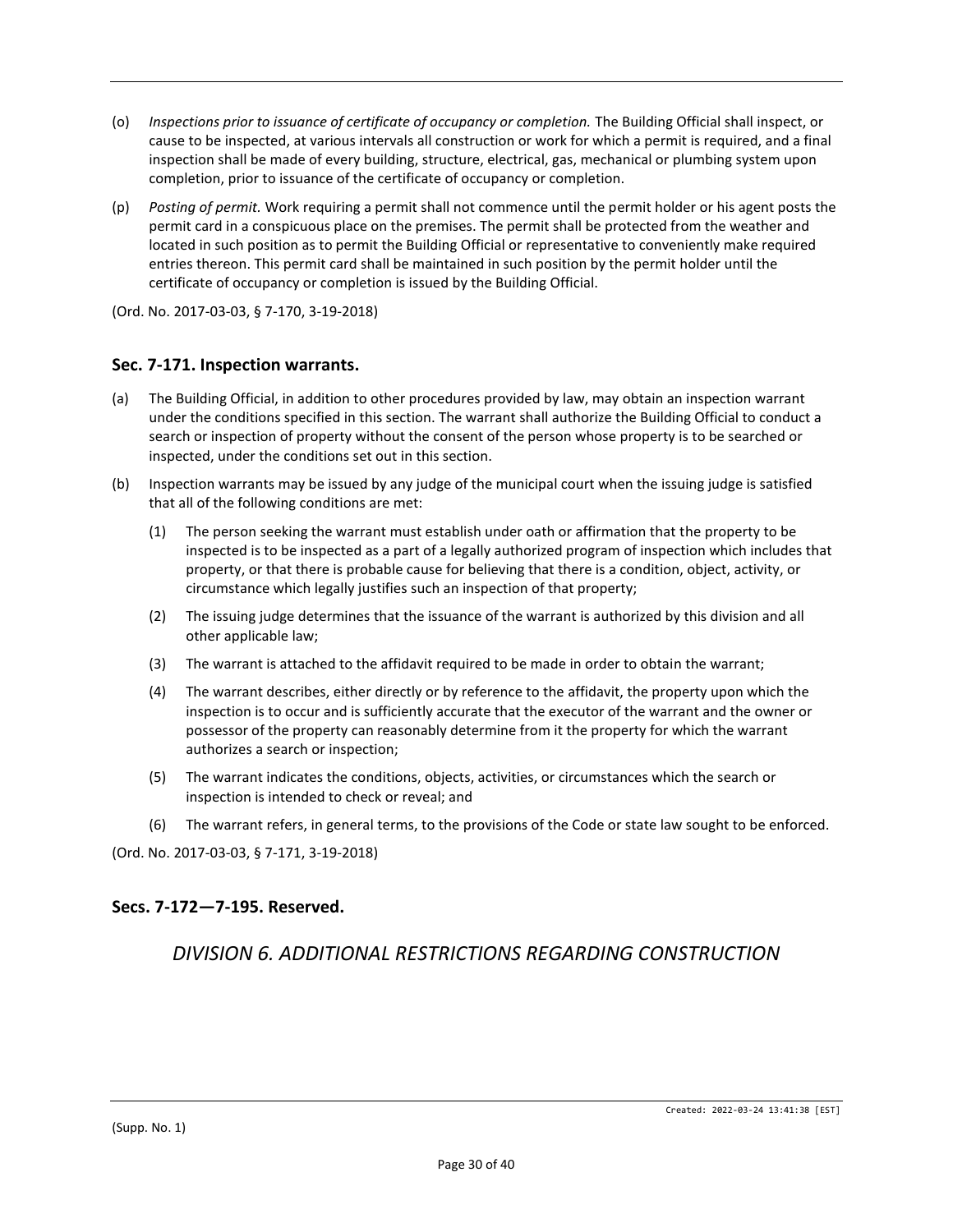(o) *Inspections prior to issuance of certificate of occupancy or completion.* The Building Official shall inspect, or cause to be inspected, at various intervals all construction or work for which a permit is required, and a final inspection shall be made of every building, structure, electrical, gas, mechanical or plumbing system upon completion, prior to issuance of the certificate of occupancy or completion.

(p) *Posting of permit.* Work requiring a permit shall not commence until the permit holder or his agent posts the permit card in a conspicuous place on the premises. The permit shall be protected from the weather and located in such position as to permit the Building Official or representative to conveniently make required entries thereon. This permit card shall be maintained in such position by the permit holder until the certificate of occupancy or completion is issued by the Building Official.

(Ord. No. 2017-03-03, § 7-170, 3-19-2018)

## Sec. 7-171. Inspection warrants.

(a) The Building Official, in addition to other procedures provided by law, may obtain an inspection warrant under the conditions specified in this section. The warrant shall authorize the Building Official to conduct a search or inspection of property without the consent of the person whose property is to be searched or inspected, under the conditions set out in this section.

(b) Inspection warrants may be issued by any judge of the municipal court when the issuing judge is satisfied that all of the following conditions are met:

  (1) The person seeking the warrant must establish under oath or affirmation that the property to be inspected is to be inspected as a part of a legally authorized program of inspection which includes that property, or that there is probable cause for believing that there is a condition, object, activity, or circumstance which legally justifies such an inspection of that property;

  (2) The issuing judge determines that the issuance of the warrant is authorized by this division and all other applicable law;

  (3) The warrant is attached to the affidavit required to be made in order to obtain the warrant;

  (4) The warrant describes, either directly or by reference to the affidavit, the property upon which the inspection is to occur and is sufficiently accurate that the executor of the warrant and the owner or possessor of the property can reasonably determine from it the property for which the warrant authorizes a search or inspection;

  (5) The warrant indicates the conditions, objects, activities, or circumstances which the search or inspection is intended to check or reveal; and

  (6) The warrant refers, in general terms, to the provisions of the Code or state law sought to be enforced.

(Ord. No. 2017-03-03, § 7-171, 3-19-2018)

## Secs. 7-172—7-195. Reserved.

# *DIVISION 6. ADDITIONAL RESTRICTIONS REGARDING CONSTRUCTION*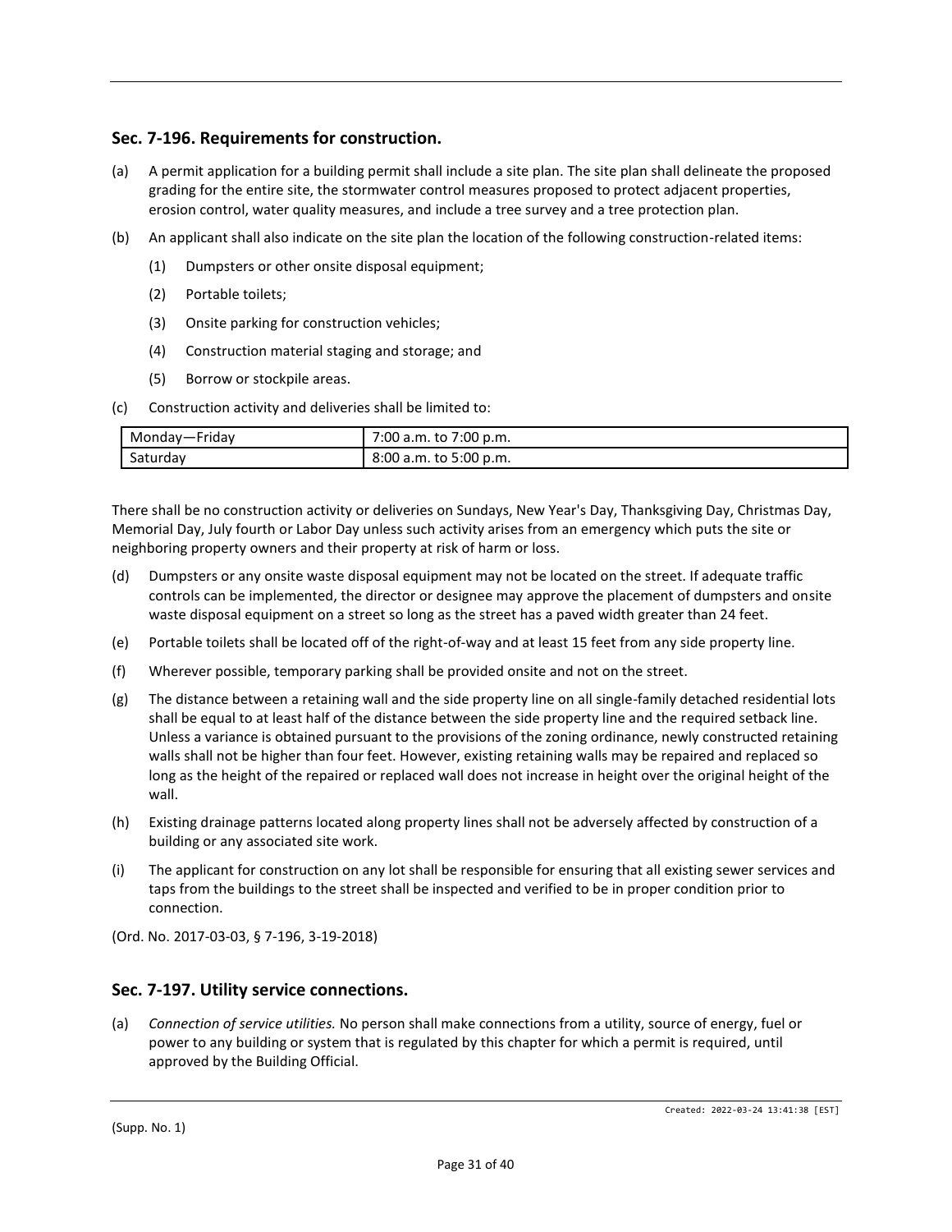## Sec. 7-196. Requirements for construction.

(a) A permit application for a building permit shall include a site plan. The site plan shall delineate the proposed grading for the entire site, the stormwater control measures proposed to protect adjacent properties, erosion control, water quality measures, and include a tree survey and a tree protection plan.

(b) An applicant shall also indicate on the site plan the location of the following construction-related items:

(1) Dumpsters or other onsite disposal equipment;

(2) Portable toilets;

(3) Onsite parking for construction vehicles;

(4) Construction material staging and storage; and

(5) Borrow or stockpile areas.

(c) Construction activity and deliveries shall be limited to:

| Monday—Friday | 7:00 a.m. to 7:00 p.m. |
|---|---|
| Saturday | 8:00 a.m. to 5:00 p.m. |

There shall be no construction activity or deliveries on Sundays, New Year's Day, Thanksgiving Day, Christmas Day, Memorial Day, July fourth or Labor Day unless such activity arises from an emergency which puts the site or neighboring property owners and their property at risk of harm or loss.

(d) Dumpsters or any onsite waste disposal equipment may not be located on the street. If adequate traffic controls can be implemented, the director or designee may approve the placement of dumpsters and onsite waste disposal equipment on a street so long as the street has a paved width greater than 24 feet.

(e) Portable toilets shall be located off of the right-of-way and at least 15 feet from any side property line.

(f) Wherever possible, temporary parking shall be provided onsite and not on the street.

(g) The distance between a retaining wall and the side property line on all single-family detached residential lots shall be equal to at least half of the distance between the side property line and the required setback line. Unless a variance is obtained pursuant to the provisions of the zoning ordinance, newly constructed retaining walls shall not be higher than four feet. However, existing retaining walls may be repaired and replaced so long as the height of the repaired or replaced wall does not increase in height over the original height of the wall.

(h) Existing drainage patterns located along property lines shall not be adversely affected by construction of a building or any associated site work.

(i) The applicant for construction on any lot shall be responsible for ensuring that all existing sewer services and taps from the buildings to the street shall be inspected and verified to be in proper condition prior to connection.

(Ord. No. 2017-03-03, § 7-196, 3-19-2018)

## Sec. 7-197. Utility service connections.

(a) *Connection of service utilities.* No person shall make connections from a utility, source of energy, fuel or power to any building or system that is regulated by this chapter for which a permit is required, until approved by the Building Official.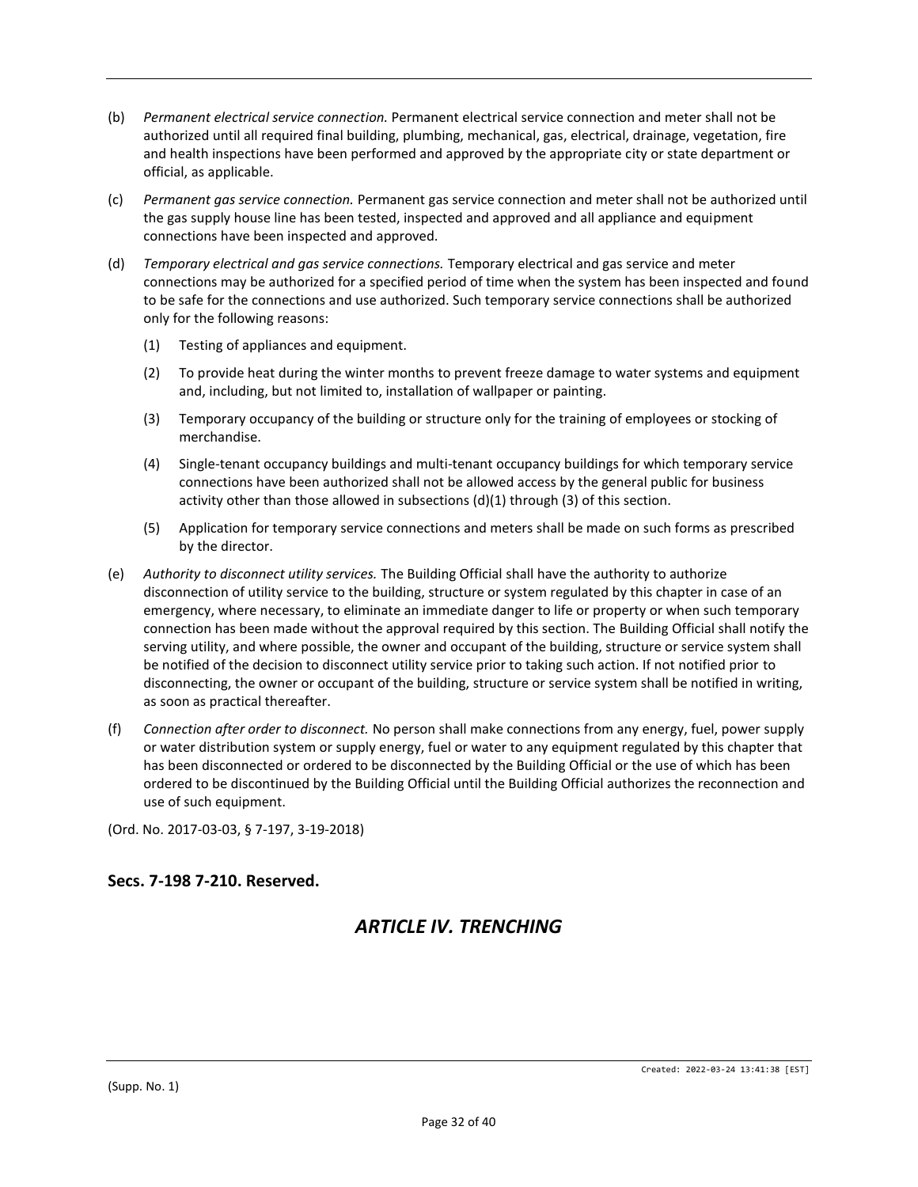(b) *Permanent electrical service connection.* Permanent electrical service connection and meter shall not be authorized until all required final building, plumbing, mechanical, gas, electrical, drainage, vegetation, fire and health inspections have been performed and approved by the appropriate city or state department or official, as applicable.

(c) *Permanent gas service connection.* Permanent gas service connection and meter shall not be authorized until the gas supply house line has been tested, inspected and approved and all appliance and equipment connections have been inspected and approved.

(d) *Temporary electrical and gas service connections.* Temporary electrical and gas service and meter connections may be authorized for a specified period of time when the system has been inspected and found to be safe for the connections and use authorized. Such temporary service connections shall be authorized only for the following reasons:

  (1) Testing of appliances and equipment.

  (2) To provide heat during the winter months to prevent freeze damage to water systems and equipment and, including, but not limited to, installation of wallpaper or painting.

  (3) Temporary occupancy of the building or structure only for the training of employees or stocking of merchandise.

  (4) Single-tenant occupancy buildings and multi-tenant occupancy buildings for which temporary service connections have been authorized shall not be allowed access by the general public for business activity other than those allowed in subsections (d)(1) through (3) of this section.

  (5) Application for temporary service connections and meters shall be made on such forms as prescribed by the director.

(e) *Authority to disconnect utility services.* The Building Official shall have the authority to authorize disconnection of utility service to the building, structure or system regulated by this chapter in case of an emergency, where necessary, to eliminate an immediate danger to life or property or when such temporary connection has been made without the approval required by this section. The Building Official shall notify the serving utility, and where possible, the owner and occupant of the building, structure or service system shall be notified of the decision to disconnect utility service prior to taking such action. If not notified prior to disconnecting, the owner or occupant of the building, structure or service system shall be notified in writing, as soon as practical thereafter.

(f) *Connection after order to disconnect.* No person shall make connections from any energy, fuel, power supply or water distribution system or supply energy, fuel or water to any equipment regulated by this chapter that has been disconnected or ordered to be disconnected by the Building Official or the use of which has been ordered to be discontinued by the Building Official until the Building Official authorizes the reconnection and use of such equipment.

(Ord. No. 2017-03-03, § 7-197, 3-19-2018)

### Secs. 7-198 7-210. Reserved.

## *ARTICLE IV. TRENCHING*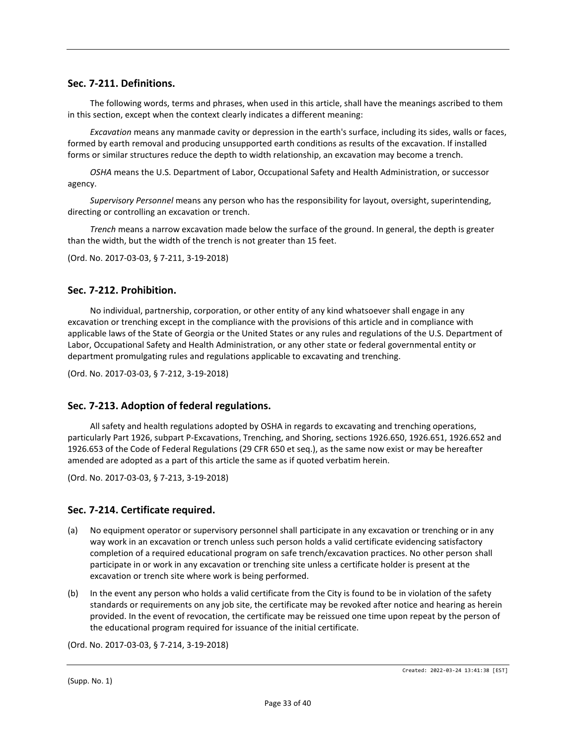## Sec. 7-211. Definitions.

The following words, terms and phrases, when used in this article, shall have the meanings ascribed to them in this section, except when the context clearly indicates a different meaning:

*Excavation* means any manmade cavity or depression in the earth's surface, including its sides, walls or faces, formed by earth removal and producing unsupported earth conditions as results of the excavation. If installed forms or similar structures reduce the depth to width relationship, an excavation may become a trench.

*OSHA* means the U.S. Department of Labor, Occupational Safety and Health Administration, or successor agency.

*Supervisory Personnel* means any person who has the responsibility for layout, oversight, superintending, directing or controlling an excavation or trench.

*Trench* means a narrow excavation made below the surface of the ground. In general, the depth is greater than the width, but the width of the trench is not greater than 15 feet.

(Ord. No. 2017-03-03, § 7-211, 3-19-2018)

## Sec. 7-212. Prohibition.

No individual, partnership, corporation, or other entity of any kind whatsoever shall engage in any excavation or trenching except in the compliance with the provisions of this article and in compliance with applicable laws of the State of Georgia or the United States or any rules and regulations of the U.S. Department of Labor, Occupational Safety and Health Administration, or any other state or federal governmental entity or department promulgating rules and regulations applicable to excavating and trenching.

(Ord. No. 2017-03-03, § 7-212, 3-19-2018)

## Sec. 7-213. Adoption of federal regulations.

All safety and health regulations adopted by OSHA in regards to excavating and trenching operations, particularly Part 1926, subpart P-Excavations, Trenching, and Shoring, sections 1926.650, 1926.651, 1926.652 and 1926.653 of the Code of Federal Regulations (29 CFR 650 et seq.), as the same now exist or may be hereafter amended are adopted as a part of this article the same as if quoted verbatim herein.

(Ord. No. 2017-03-03, § 7-213, 3-19-2018)

## Sec. 7-214. Certificate required.

(a) No equipment operator or supervisory personnel shall participate in any excavation or trenching or in any way work in an excavation or trench unless such person holds a valid certificate evidencing satisfactory completion of a required educational program on safe trench/excavation practices. No other person shall participate in or work in any excavation or trenching site unless a certificate holder is present at the excavation or trench site where work is being performed.

(b) In the event any person who holds a valid certificate from the City is found to be in violation of the safety standards or requirements on any job site, the certificate may be revoked after notice and hearing as herein provided. In the event of revocation, the certificate may be reissued one time upon repeat by the person of the educational program required for issuance of the initial certificate.

(Ord. No. 2017-03-03, § 7-214, 3-19-2018)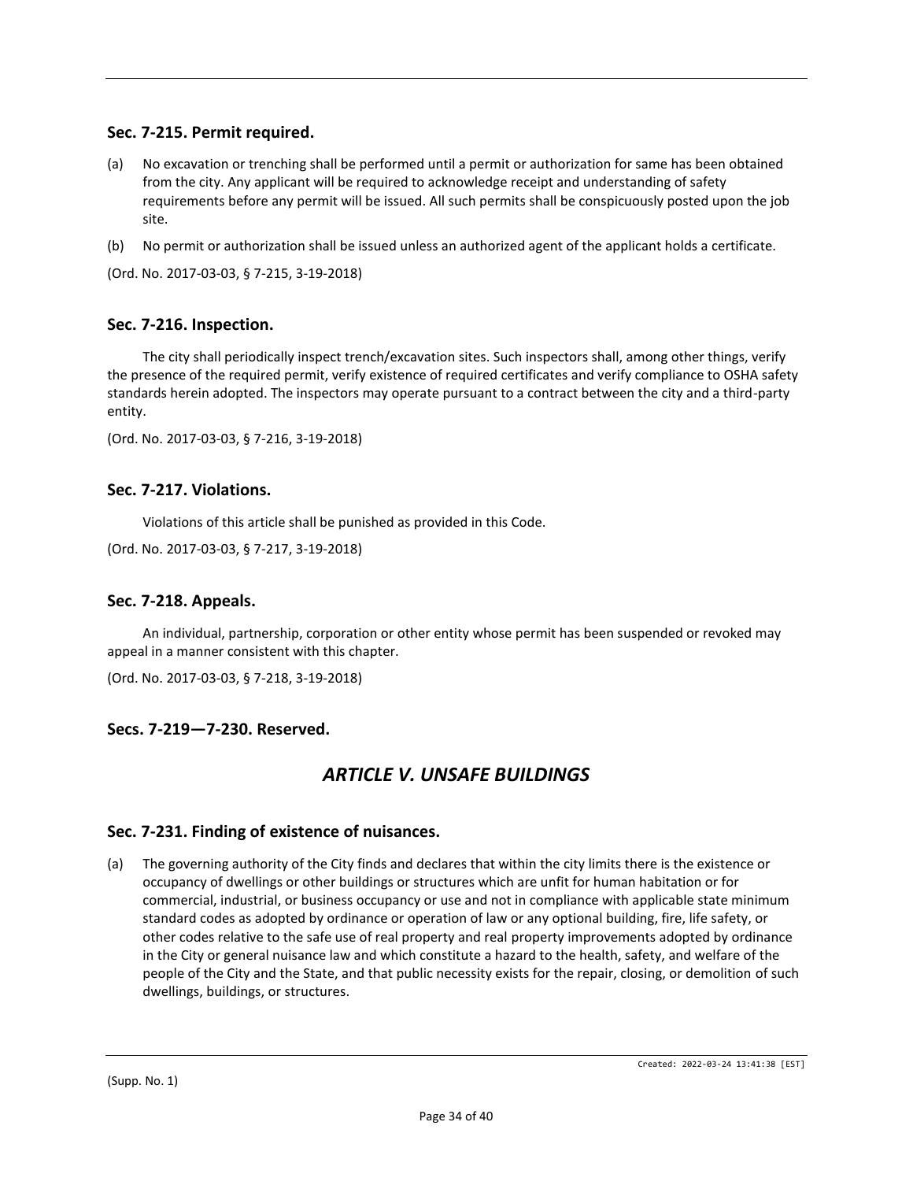### Sec. 7-215. Permit required.

(a) No excavation or trenching shall be performed until a permit or authorization for same has been obtained from the city. Any applicant will be required to acknowledge receipt and understanding of safety requirements before any permit will be issued. All such permits shall be conspicuously posted upon the job site.

(b) No permit or authorization shall be issued unless an authorized agent of the applicant holds a certificate.

(Ord. No. 2017-03-03, § 7-215, 3-19-2018)

### Sec. 7-216. Inspection.

The city shall periodically inspect trench/excavation sites. Such inspectors shall, among other things, verify the presence of the required permit, verify existence of required certificates and verify compliance to OSHA safety standards herein adopted. The inspectors may operate pursuant to a contract between the city and a third-party entity.

(Ord. No. 2017-03-03, § 7-216, 3-19-2018)

### Sec. 7-217. Violations.

Violations of this article shall be punished as provided in this Code.

(Ord. No. 2017-03-03, § 7-217, 3-19-2018)

### Sec. 7-218. Appeals.

An individual, partnership, corporation or other entity whose permit has been suspended or revoked may appeal in a manner consistent with this chapter.

(Ord. No. 2017-03-03, § 7-218, 3-19-2018)

### Secs. 7-219—7-230. Reserved.

## *ARTICLE V. UNSAFE BUILDINGS*

### Sec. 7-231. Finding of existence of nuisances.

(a) The governing authority of the City finds and declares that within the city limits there is the existence or occupancy of dwellings or other buildings or structures which are unfit for human habitation or for commercial, industrial, or business occupancy or use and not in compliance with applicable state minimum standard codes as adopted by ordinance or operation of law or any optional building, fire, life safety, or other codes relative to the safe use of real property and real property improvements adopted by ordinance in the City or general nuisance law and which constitute a hazard to the health, safety, and welfare of the people of the City and the State, and that public necessity exists for the repair, closing, or demolition of such dwellings, buildings, or structures.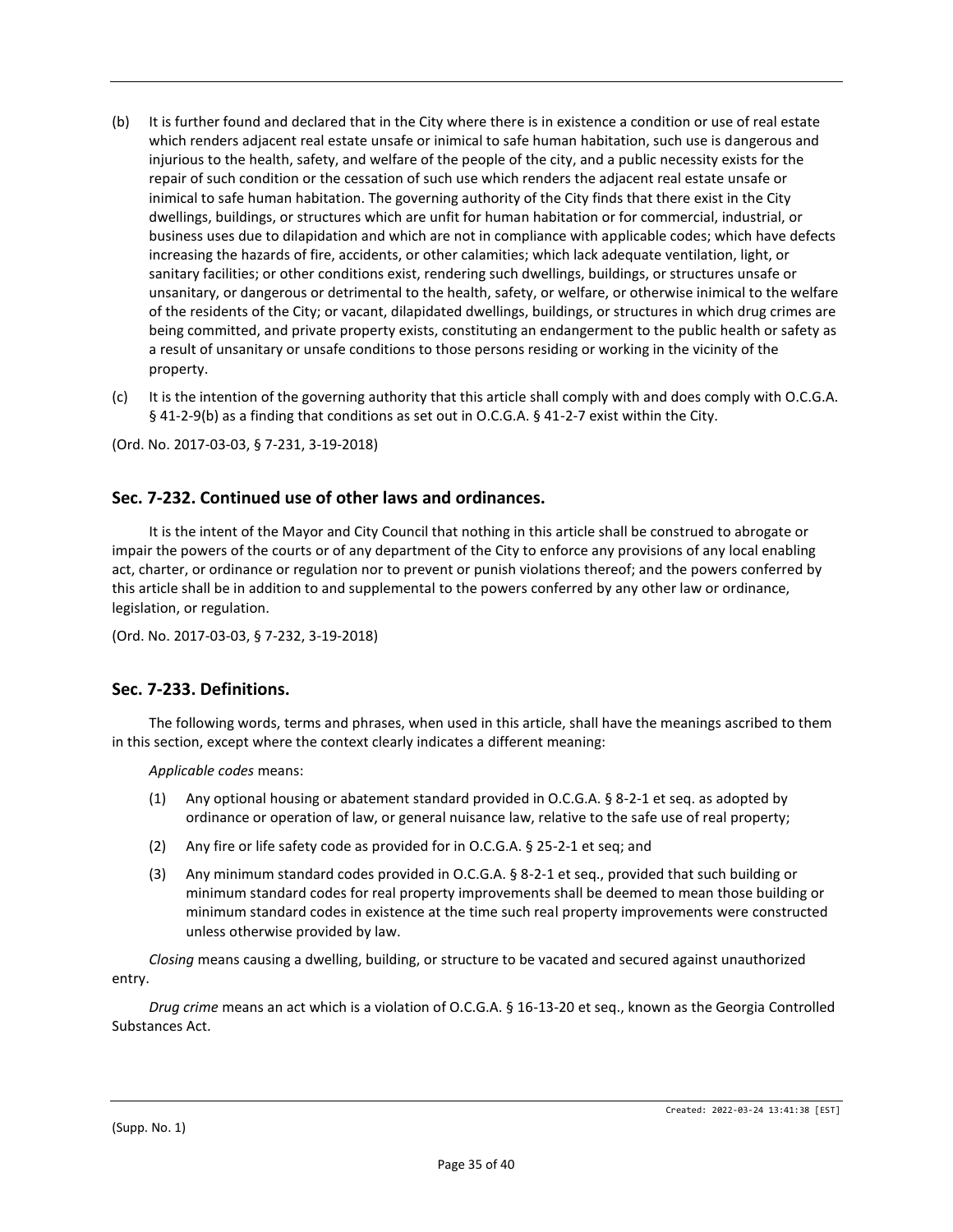(b) It is further found and declared that in the City where there is in existence a condition or use of real estate which renders adjacent real estate unsafe or inimical to safe human habitation, such use is dangerous and injurious to the health, safety, and welfare of the people of the city, and a public necessity exists for the repair of such condition or the cessation of such use which renders the adjacent real estate unsafe or inimical to safe human habitation. The governing authority of the City finds that there exist in the City dwellings, buildings, or structures which are unfit for human habitation or for commercial, industrial, or business uses due to dilapidation and which are not in compliance with applicable codes; which have defects increasing the hazards of fire, accidents, or other calamities; which lack adequate ventilation, light, or sanitary facilities; or other conditions exist, rendering such dwellings, buildings, or structures unsafe or unsanitary, or dangerous or detrimental to the health, safety, or welfare, or otherwise inimical to the welfare of the residents of the City; or vacant, dilapidated dwellings, buildings, or structures in which drug crimes are being committed, and private property exists, constituting an endangerment to the public health or safety as a result of unsanitary or unsafe conditions to those persons residing or working in the vicinity of the property.

(c) It is the intention of the governing authority that this article shall comply with and does comply with O.C.G.A. § 41-2-9(b) as a finding that conditions as set out in O.C.G.A. § 41-2-7 exist within the City.

(Ord. No. 2017-03-03, § 7-231, 3-19-2018)

## Sec. 7-232. Continued use of other laws and ordinances.

It is the intent of the Mayor and City Council that nothing in this article shall be construed to abrogate or impair the powers of the courts or of any department of the City to enforce any provisions of any local enabling act, charter, or ordinance or regulation nor to prevent or punish violations thereof; and the powers conferred by this article shall be in addition to and supplemental to the powers conferred by any other law or ordinance, legislation, or regulation.

(Ord. No. 2017-03-03, § 7-232, 3-19-2018)

## Sec. 7-233. Definitions.

The following words, terms and phrases, when used in this article, shall have the meanings ascribed to them in this section, except where the context clearly indicates a different meaning:

*Applicable codes* means:

(1) Any optional housing or abatement standard provided in O.C.G.A. § 8-2-1 et seq. as adopted by ordinance or operation of law, or general nuisance law, relative to the safe use of real property;

(2) Any fire or life safety code as provided for in O.C.G.A. § 25-2-1 et seq; and

(3) Any minimum standard codes provided in O.C.G.A. § 8-2-1 et seq., provided that such building or minimum standard codes for real property improvements shall be deemed to mean those building or minimum standard codes in existence at the time such real property improvements were constructed unless otherwise provided by law.

*Closing* means causing a dwelling, building, or structure to be vacated and secured against unauthorized entry.

*Drug crime* means an act which is a violation of O.C.G.A. § 16-13-20 et seq., known as the Georgia Controlled Substances Act.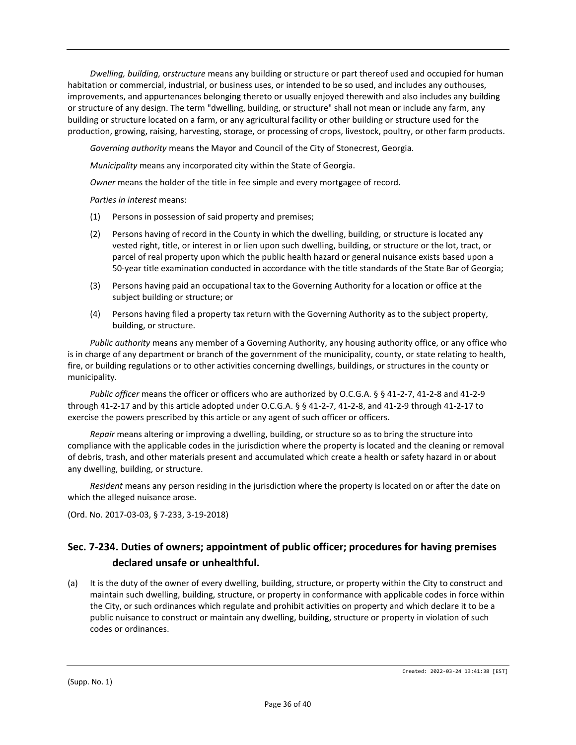*Dwelling, building,* or*structure* means any building or structure or part thereof used and occupied for human habitation or commercial, industrial, or business uses, or intended to be so used, and includes any outhouses, improvements, and appurtenances belonging thereto or usually enjoyed therewith and also includes any building or structure of any design. The term "dwelling, building, or structure" shall not mean or include any farm, any building or structure located on a farm, or any agricultural facility or other building or structure used for the production, growing, raising, harvesting, storage, or processing of crops, livestock, poultry, or other farm products.

*Governing authority* means the Mayor and Council of the City of Stonecrest, Georgia.

*Municipality* means any incorporated city within the State of Georgia.

*Owner* means the holder of the title in fee simple and every mortgagee of record.

*Parties in interest* means:

(1) Persons in possession of said property and premises;

(2) Persons having of record in the County in which the dwelling, building, or structure is located any vested right, title, or interest in or lien upon such dwelling, building, or structure or the lot, tract, or parcel of real property upon which the public health hazard or general nuisance exists based upon a 50-year title examination conducted in accordance with the title standards of the State Bar of Georgia;

(3) Persons having paid an occupational tax to the Governing Authority for a location or office at the subject building or structure; or

(4) Persons having filed a property tax return with the Governing Authority as to the subject property, building, or structure.

*Public authority* means any member of a Governing Authority, any housing authority office, or any office who is in charge of any department or branch of the government of the municipality, county, or state relating to health, fire, or building regulations or to other activities concerning dwellings, buildings, or structures in the county or municipality.

*Public officer* means the officer or officers who are authorized by O.C.G.A. § § 41-2-7, 41-2-8 and 41-2-9 through 41-2-17 and by this article adopted under O.C.G.A. § § 41-2-7, 41-2-8, and 41-2-9 through 41-2-17 to exercise the powers prescribed by this article or any agent of such officer or officers.

*Repair* means altering or improving a dwelling, building, or structure so as to bring the structure into compliance with the applicable codes in the jurisdiction where the property is located and the cleaning or removal of debris, trash, and other materials present and accumulated which create a health or safety hazard in or about any dwelling, building, or structure.

*Resident* means any person residing in the jurisdiction where the property is located on or after the date on which the alleged nuisance arose.

(Ord. No. 2017-03-03, § 7-233, 3-19-2018)

## Sec. 7-234. Duties of owners; appointment of public officer; procedures for having premises declared unsafe or unhealthful.

(a) It is the duty of the owner of every dwelling, building, structure, or property within the City to construct and maintain such dwelling, building, structure, or property in conformance with applicable codes in force within the City, or such ordinances which regulate and prohibit activities on property and which declare it to be a public nuisance to construct or maintain any dwelling, building, structure or property in violation of such codes or ordinances.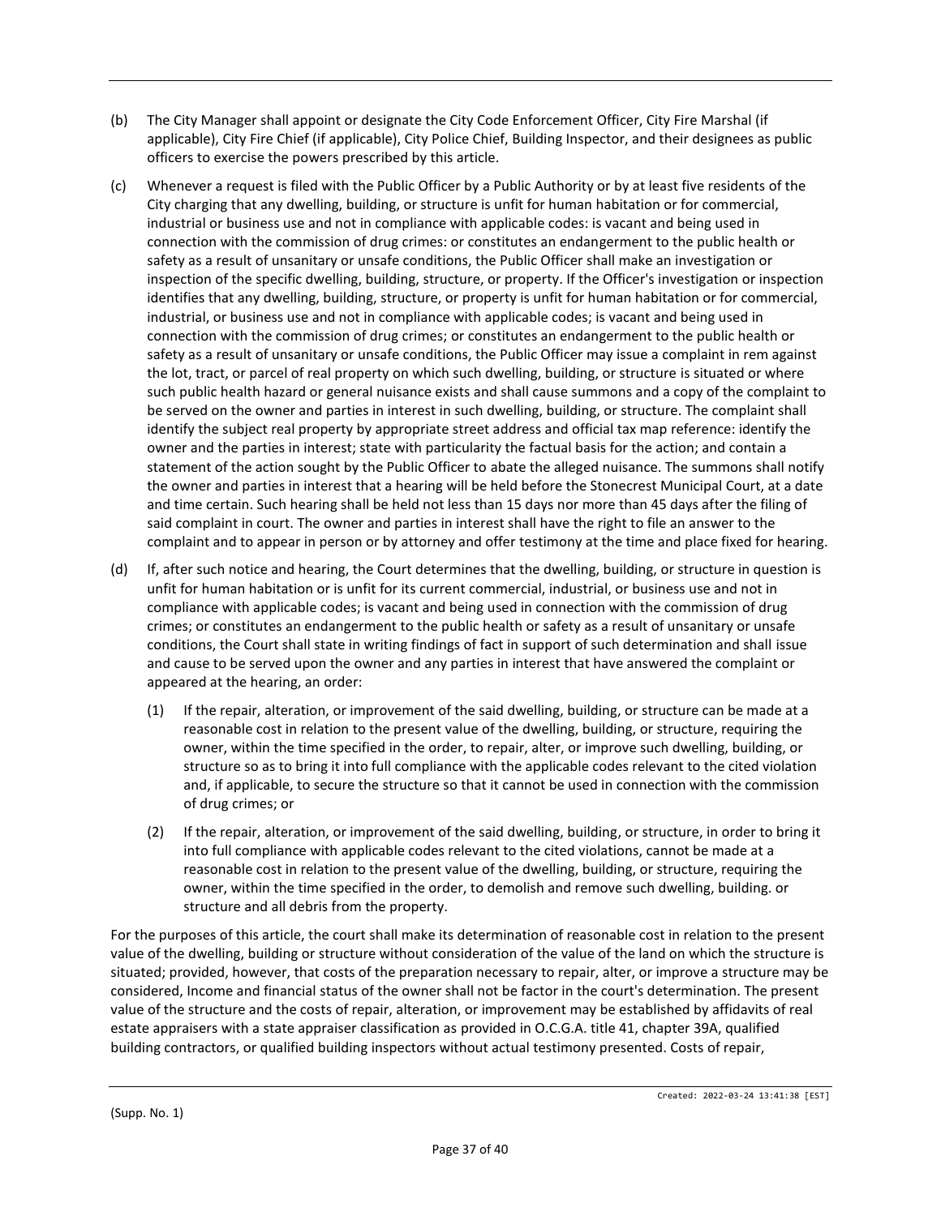(b) The City Manager shall appoint or designate the City Code Enforcement Officer, City Fire Marshal (if applicable), City Fire Chief (if applicable), City Police Chief, Building Inspector, and their designees as public officers to exercise the powers prescribed by this article.

(c) Whenever a request is filed with the Public Officer by a Public Authority or by at least five residents of the City charging that any dwelling, building, or structure is unfit for human habitation or for commercial, industrial or business use and not in compliance with applicable codes: is vacant and being used in connection with the commission of drug crimes: or constitutes an endangerment to the public health or safety as a result of unsanitary or unsafe conditions, the Public Officer shall make an investigation or inspection of the specific dwelling, building, structure, or property. If the Officer's investigation or inspection identifies that any dwelling, building, structure, or property is unfit for human habitation or for commercial, industrial, or business use and not in compliance with applicable codes; is vacant and being used in connection with the commission of drug crimes; or constitutes an endangerment to the public health or safety as a result of unsanitary or unsafe conditions, the Public Officer may issue a complaint in rem against the lot, tract, or parcel of real property on which such dwelling, building, or structure is situated or where such public health hazard or general nuisance exists and shall cause summons and a copy of the complaint to be served on the owner and parties in interest in such dwelling, building, or structure. The complaint shall identify the subject real property by appropriate street address and official tax map reference: identify the owner and the parties in interest; state with particularity the factual basis for the action; and contain a statement of the action sought by the Public Officer to abate the alleged nuisance. The summons shall notify the owner and parties in interest that a hearing will be held before the Stonecrest Municipal Court, at a date and time certain. Such hearing shall be held not less than 15 days nor more than 45 days after the filing of said complaint in court. The owner and parties in interest shall have the right to file an answer to the complaint and to appear in person or by attorney and offer testimony at the time and place fixed for hearing.

(d) If, after such notice and hearing, the Court determines that the dwelling, building, or structure in question is unfit for human habitation or is unfit for its current commercial, industrial, or business use and not in compliance with applicable codes; is vacant and being used in connection with the commission of drug crimes; or constitutes an endangerment to the public health or safety as a result of unsanitary or unsafe conditions, the Court shall state in writing findings of fact in support of such determination and shall issue and cause to be served upon the owner and any parties in interest that have answered the complaint or appeared at the hearing, an order:

   (1) If the repair, alteration, or improvement of the said dwelling, building, or structure can be made at a reasonable cost in relation to the present value of the dwelling, building, or structure, requiring the owner, within the time specified in the order, to repair, alter, or improve such dwelling, building, or structure so as to bring it into full compliance with the applicable codes relevant to the cited violation and, if applicable, to secure the structure so that it cannot be used in connection with the commission of drug crimes; or

   (2) If the repair, alteration, or improvement of the said dwelling, building, or structure, in order to bring it into full compliance with applicable codes relevant to the cited violations, cannot be made at a reasonable cost in relation to the present value of the dwelling, building, or structure, requiring the owner, within the time specified in the order, to demolish and remove such dwelling, building. or structure and all debris from the property.

For the purposes of this article, the court shall make its determination of reasonable cost in relation to the present value of the dwelling, building or structure without consideration of the value of the land on which the structure is situated; provided, however, that costs of the preparation necessary to repair, alter, or improve a structure may be considered, Income and financial status of the owner shall not be factor in the court's determination. The present value of the structure and the costs of repair, alteration, or improvement may be established by affidavits of real estate appraisers with a state appraiser classification as provided in O.C.G.A. title 41, chapter 39A, qualified building contractors, or qualified building inspectors without actual testimony presented. Costs of repair,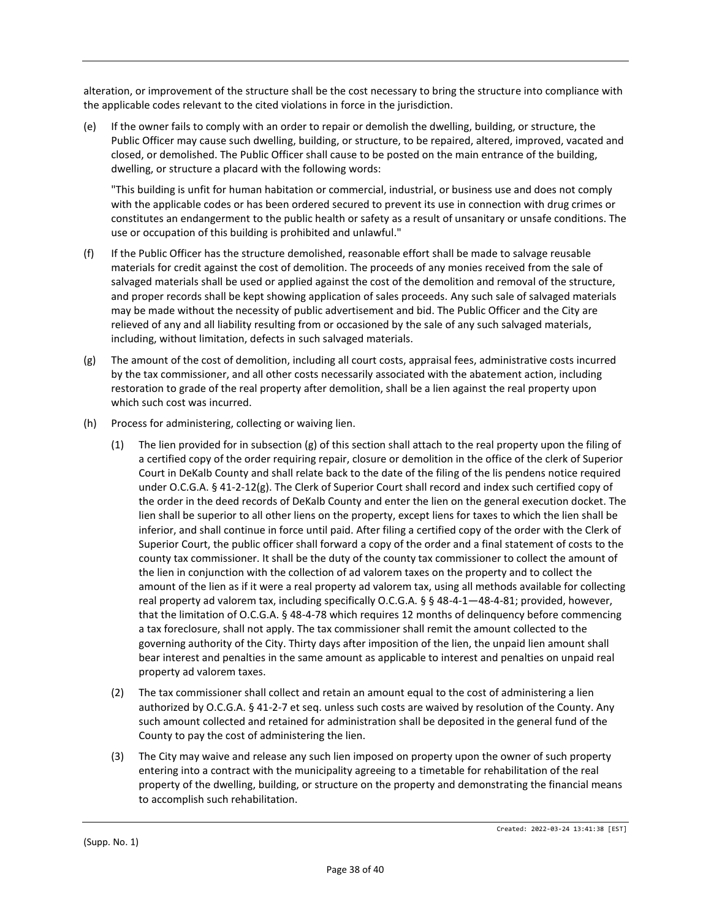alteration, or improvement of the structure shall be the cost necessary to bring the structure into compliance with the applicable codes relevant to the cited violations in force in the jurisdiction.

(e) If the owner fails to comply with an order to repair or demolish the dwelling, building, or structure, the Public Officer may cause such dwelling, building, or structure, to be repaired, altered, improved, vacated and closed, or demolished. The Public Officer shall cause to be posted on the main entrance of the building, dwelling, or structure a placard with the following words:

"This building is unfit for human habitation or commercial, industrial, or business use and does not comply with the applicable codes or has been ordered secured to prevent its use in connection with drug crimes or constitutes an endangerment to the public health or safety as a result of unsanitary or unsafe conditions. The use or occupation of this building is prohibited and unlawful."

(f) If the Public Officer has the structure demolished, reasonable effort shall be made to salvage reusable materials for credit against the cost of demolition. The proceeds of any monies received from the sale of salvaged materials shall be used or applied against the cost of the demolition and removal of the structure, and proper records shall be kept showing application of sales proceeds. Any such sale of salvaged materials may be made without the necessity of public advertisement and bid. The Public Officer and the City are relieved of any and all liability resulting from or occasioned by the sale of any such salvaged materials, including, without limitation, defects in such salvaged materials.

(g) The amount of the cost of demolition, including all court costs, appraisal fees, administrative costs incurred by the tax commissioner, and all other costs necessarily associated with the abatement action, including restoration to grade of the real property after demolition, shall be a lien against the real property upon which such cost was incurred.

(h) Process for administering, collecting or waiving lien.

(1) The lien provided for in subsection (g) of this section shall attach to the real property upon the filing of a certified copy of the order requiring repair, closure or demolition in the office of the clerk of Superior Court in DeKalb County and shall relate back to the date of the filing of the lis pendens notice required under O.C.G.A. § 41-2-12(g). The Clerk of Superior Court shall record and index such certified copy of the order in the deed records of DeKalb County and enter the lien on the general execution docket. The lien shall be superior to all other liens on the property, except liens for taxes to which the lien shall be inferior, and shall continue in force until paid. After filing a certified copy of the order with the Clerk of Superior Court, the public officer shall forward a copy of the order and a final statement of costs to the county tax commissioner. It shall be the duty of the county tax commissioner to collect the amount of the lien in conjunction with the collection of ad valorem taxes on the property and to collect the amount of the lien as if it were a real property ad valorem tax, using all methods available for collecting real property ad valorem tax, including specifically O.C.G.A. § § 48-4-1—48-4-81; provided, however, that the limitation of O.C.G.A. § 48-4-78 which requires 12 months of delinquency before commencing a tax foreclosure, shall not apply. The tax commissioner shall remit the amount collected to the governing authority of the City. Thirty days after imposition of the lien, the unpaid lien amount shall bear interest and penalties in the same amount as applicable to interest and penalties on unpaid real property ad valorem taxes.

(2) The tax commissioner shall collect and retain an amount equal to the cost of administering a lien authorized by O.C.G.A. § 41-2-7 et seq. unless such costs are waived by resolution of the County. Any such amount collected and retained for administration shall be deposited in the general fund of the County to pay the cost of administering the lien.

(3) The City may waive and release any such lien imposed on property upon the owner of such property entering into a contract with the municipality agreeing to a timetable for rehabilitation of the real property of the dwelling, building, or structure on the property and demonstrating the financial means to accomplish such rehabilitation.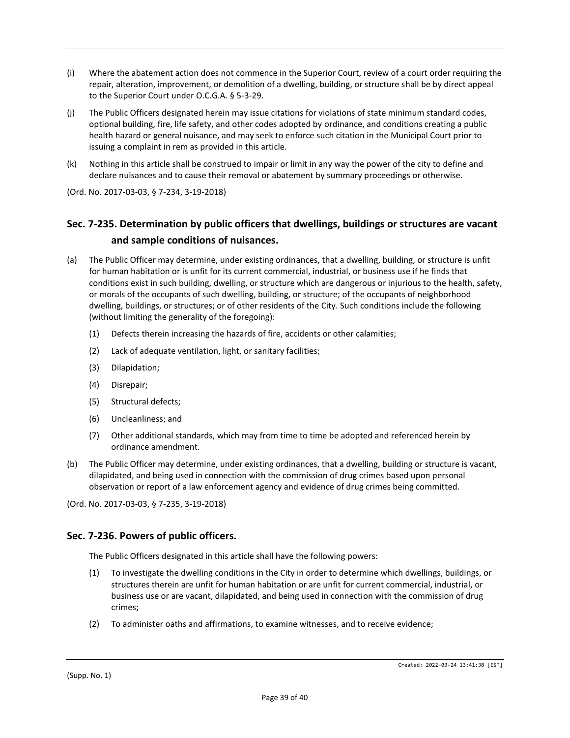(i) Where the abatement action does not commence in the Superior Court, review of a court order requiring the repair, alteration, improvement, or demolition of a dwelling, building, or structure shall be by direct appeal to the Superior Court under O.C.G.A. § 5-3-29.

(j) The Public Officers designated herein may issue citations for violations of state minimum standard codes, optional building, fire, life safety, and other codes adopted by ordinance, and conditions creating a public health hazard or general nuisance, and may seek to enforce such citation in the Municipal Court prior to issuing a complaint in rem as provided in this article.

(k) Nothing in this article shall be construed to impair or limit in any way the power of the city to define and declare nuisances and to cause their removal or abatement by summary proceedings or otherwise.

(Ord. No. 2017-03-03, § 7-234, 3-19-2018)

## Sec. 7-235. Determination by public officers that dwellings, buildings or structures are vacant and sample conditions of nuisances.

(a) The Public Officer may determine, under existing ordinances, that a dwelling, building, or structure is unfit for human habitation or is unfit for its current commercial, industrial, or business use if he finds that conditions exist in such building, dwelling, or structure which are dangerous or injurious to the health, safety, or morals of the occupants of such dwelling, building, or structure; of the occupants of neighborhood dwelling, buildings, or structures; or of other residents of the City. Such conditions include the following (without limiting the generality of the foregoing):

  (1) Defects therein increasing the hazards of fire, accidents or other calamities;

  (2) Lack of adequate ventilation, light, or sanitary facilities;

  (3) Dilapidation;

  (4) Disrepair;

  (5) Structural defects;

  (6) Uncleanliness; and

  (7) Other additional standards, which may from time to time be adopted and referenced herein by ordinance amendment.

(b) The Public Officer may determine, under existing ordinances, that a dwelling, building or structure is vacant, dilapidated, and being used in connection with the commission of drug crimes based upon personal observation or report of a law enforcement agency and evidence of drug crimes being committed.

(Ord. No. 2017-03-03, § 7-235, 3-19-2018)

## Sec. 7-236. Powers of public officers.

The Public Officers designated in this article shall have the following powers:

  (1) To investigate the dwelling conditions in the City in order to determine which dwellings, buildings, or structures therein are unfit for human habitation or are unfit for current commercial, industrial, or business use or are vacant, dilapidated, and being used in connection with the commission of drug crimes;

  (2) To administer oaths and affirmations, to examine witnesses, and to receive evidence;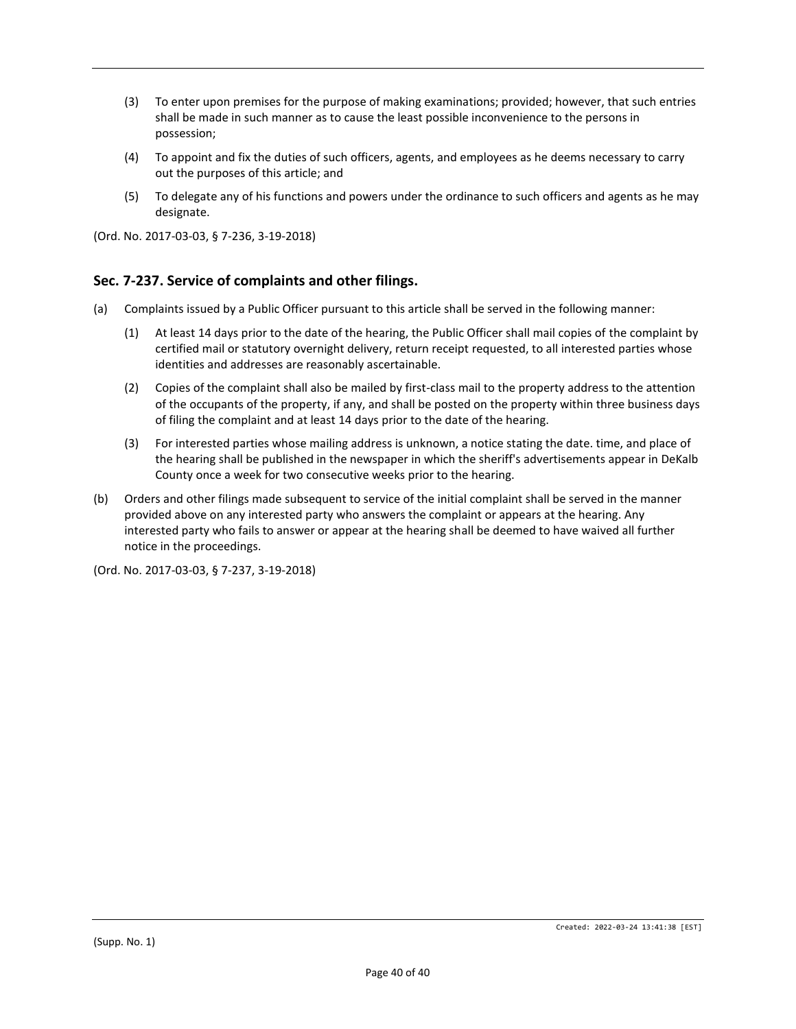(3) To enter upon premises for the purpose of making examinations; provided; however, that such entries shall be made in such manner as to cause the least possible inconvenience to the persons in possession;

(4) To appoint and fix the duties of such officers, agents, and employees as he deems necessary to carry out the purposes of this article; and

(5) To delegate any of his functions and powers under the ordinance to such officers and agents as he may designate.

(Ord. No. 2017-03-03, § 7-236, 3-19-2018)

## Sec. 7-237. Service of complaints and other filings.

(a) Complaints issued by a Public Officer pursuant to this article shall be served in the following manner:

(1) At least 14 days prior to the date of the hearing, the Public Officer shall mail copies of the complaint by certified mail or statutory overnight delivery, return receipt requested, to all interested parties whose identities and addresses are reasonably ascertainable.

(2) Copies of the complaint shall also be mailed by first-class mail to the property address to the attention of the occupants of the property, if any, and shall be posted on the property within three business days of filing the complaint and at least 14 days prior to the date of the hearing.

(3) For interested parties whose mailing address is unknown, a notice stating the date. time, and place of the hearing shall be published in the newspaper in which the sheriff's advertisements appear in DeKalb County once a week for two consecutive weeks prior to the hearing.

(b) Orders and other filings made subsequent to service of the initial complaint shall be served in the manner provided above on any interested party who answers the complaint or appears at the hearing. Any interested party who fails to answer or appear at the hearing shall be deemed to have waived all further notice in the proceedings.

(Ord. No. 2017-03-03, § 7-237, 3-19-2018)